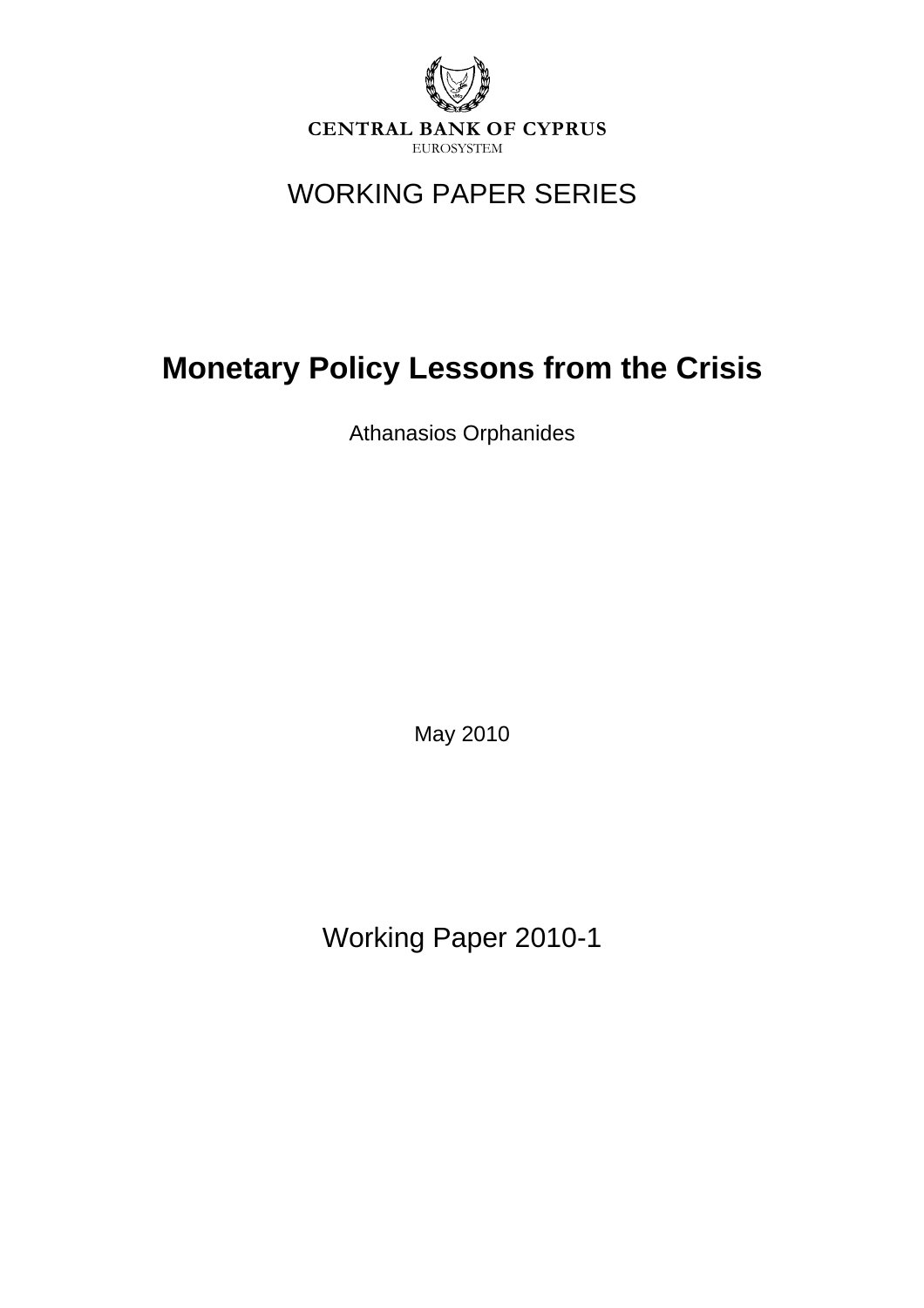CENTRAL BANK OF CYPRUS
EUROSYSTEM

WORKING PAPER SERIES

# Monetary Policy Lessons from the Crisis

Athanasios Orphanides

May 2010

Working Paper 2010-1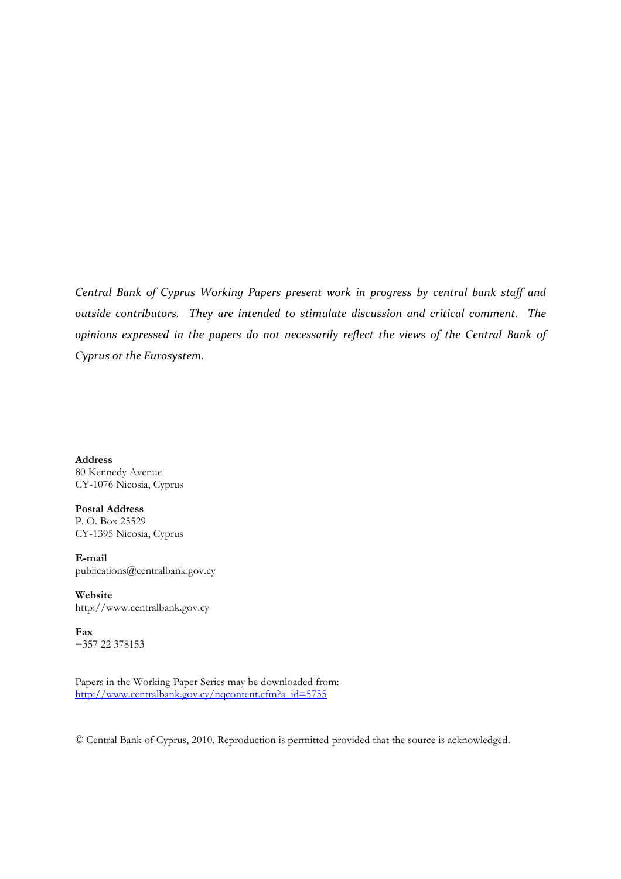*Central Bank of Cyprus Working Papers present work in progress by central bank staff and outside contributors. They are intended to stimulate discussion and critical comment. The opinions expressed in the papers do not necessarily reflect the views of the Central Bank of Cyprus or the Eurosystem.*

**Address**
80 Kennedy Avenue
CY-1076 Nicosia, Cyprus

**Postal Address**
P. O. Box 25529
CY-1395 Nicosia, Cyprus

**E-mail**
publications@centralbank.gov.cy

**Website**
http://www.centralbank.gov.cy

**Fax**
+357 22 378153

Papers in the Working Paper Series may be downloaded from:
http://www.centralbank.gov.cy/nqcontent.cfm?a_id=5755

© Central Bank of Cyprus, 2010. Reproduction is permitted provided that the source is acknowledged.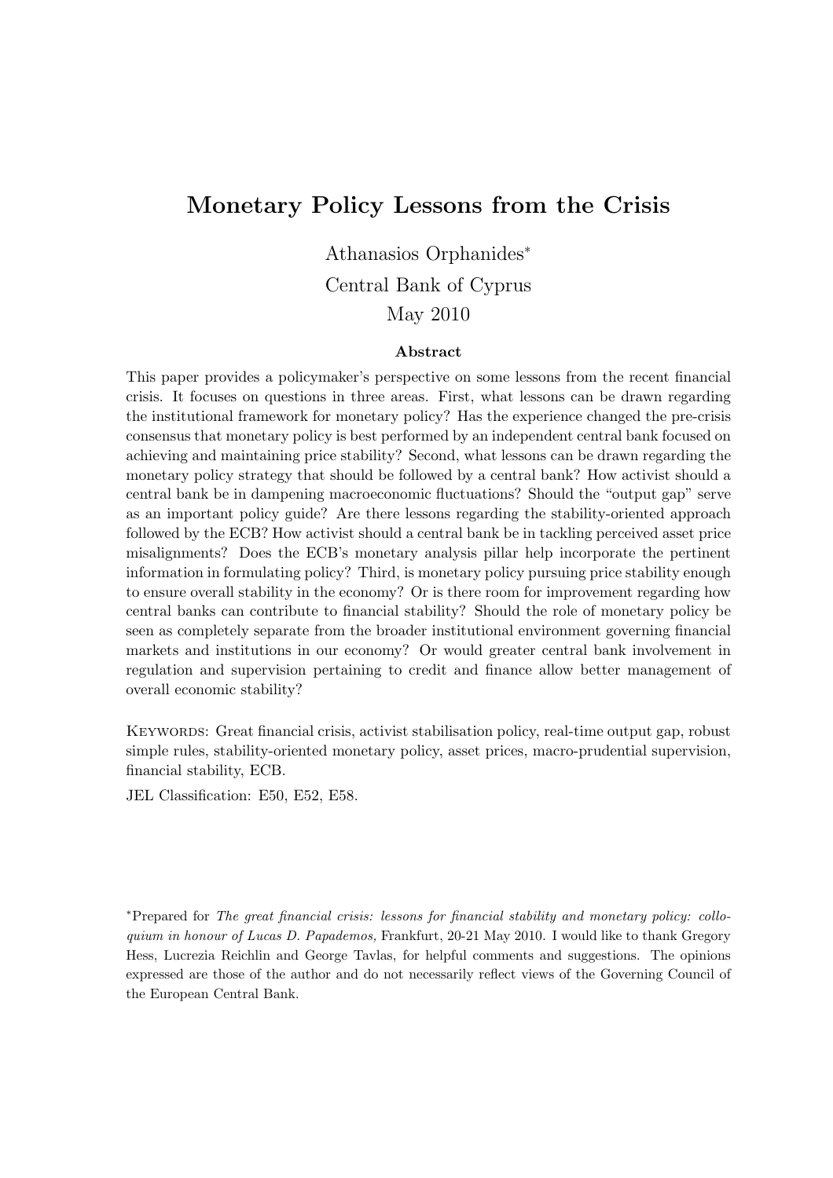# Monetary Policy Lessons from the Crisis

Athanasios Orphanides*

Central Bank of Cyprus

May 2010

**Abstract**

This paper provides a policymaker's perspective on some lessons from the recent financial crisis. It focuses on questions in three areas. First, what lessons can be drawn regarding the institutional framework for monetary policy? Has the experience changed the pre-crisis consensus that monetary policy is best performed by an independent central bank focused on achieving and maintaining price stability? Second, what lessons can be drawn regarding the monetary policy strategy that should be followed by a central bank? How activist should a central bank be in dampening macroeconomic fluctuations? Should the "output gap" serve as an important policy guide? Are there lessons regarding the stability-oriented approach followed by the ECB? How activist should a central bank be in tackling perceived asset price misalignments? Does the ECB's monetary analysis pillar help incorporate the pertinent information in formulating policy? Third, is monetary policy pursuing price stability enough to ensure overall stability in the economy? Or is there room for improvement regarding how central banks can contribute to financial stability? Should the role of monetary policy be seen as completely separate from the broader institutional environment governing financial markets and institutions in our economy? Or would greater central bank involvement in regulation and supervision pertaining to credit and finance allow better management of overall economic stability?

KEYWORDS: Great financial crisis, activist stabilisation policy, real-time output gap, robust simple rules, stability-oriented monetary policy, asset prices, macro-prudential supervision, financial stability, ECB.

JEL Classification: E50, E52, E58.

*Prepared for *The great financial crisis: lessons for financial stability and monetary policy: colloquium in honour of Lucas D. Papademos,* Frankfurt, 20-21 May 2010. I would like to thank Gregory Hess, Lucrezia Reichlin and George Tavlas, for helpful comments and suggestions. The opinions expressed are those of the author and do not necessarily reflect views of the Governing Council of the European Central Bank.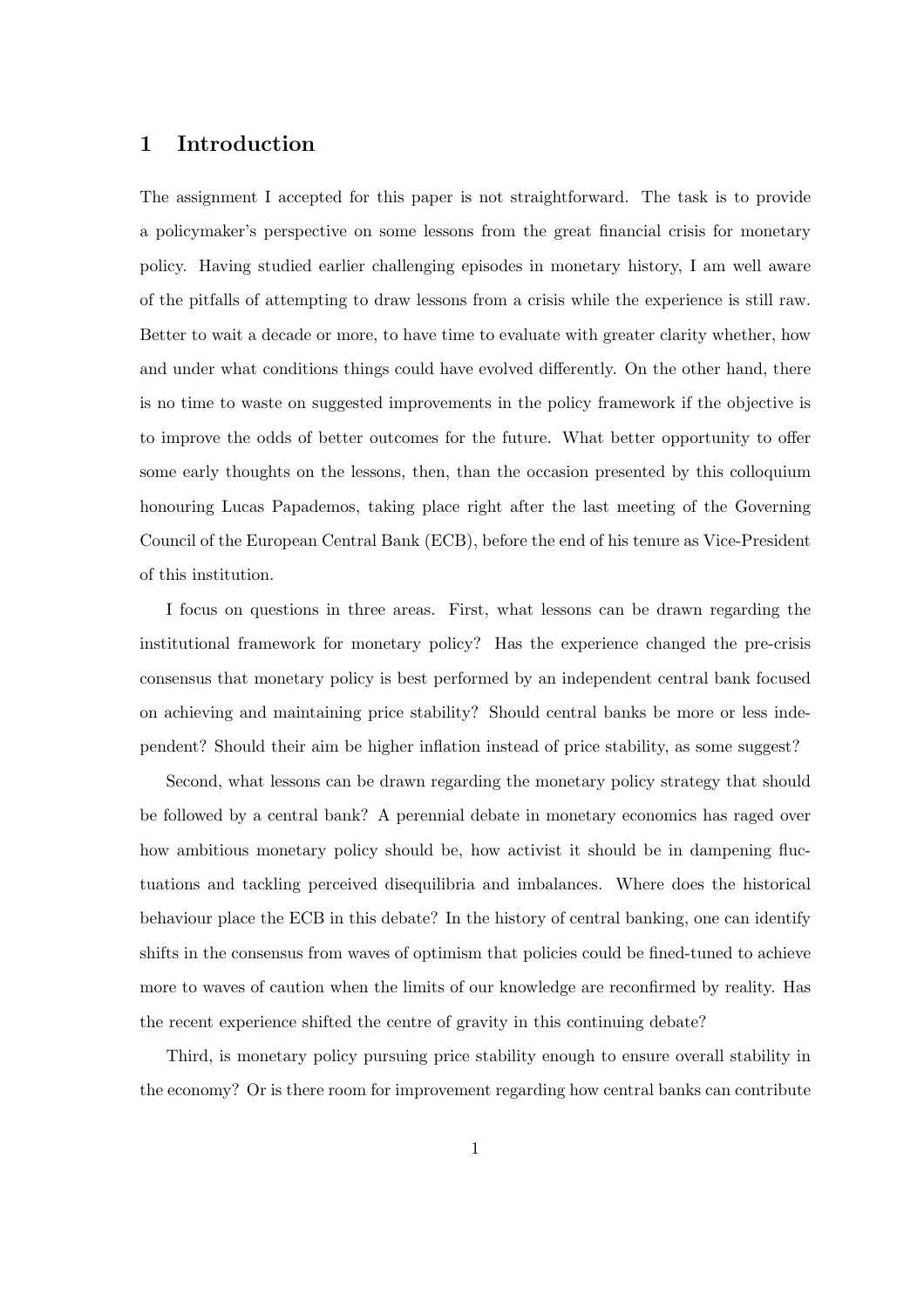# 1 Introduction

The assignment I accepted for this paper is not straightforward. The task is to provide a policymaker's perspective on some lessons from the great financial crisis for monetary policy. Having studied earlier challenging episodes in monetary history, I am well aware of the pitfalls of attempting to draw lessons from a crisis while the experience is still raw. Better to wait a decade or more, to have time to evaluate with greater clarity whether, how and under what conditions things could have evolved differently. On the other hand, there is no time to waste on suggested improvements in the policy framework if the objective is to improve the odds of better outcomes for the future. What better opportunity to offer some early thoughts on the lessons, then, than the occasion presented by this colloquium honouring Lucas Papademos, taking place right after the last meeting of the Governing Council of the European Central Bank (ECB), before the end of his tenure as Vice-President of this institution.

I focus on questions in three areas. First, what lessons can be drawn regarding the institutional framework for monetary policy? Has the experience changed the pre-crisis consensus that monetary policy is best performed by an independent central bank focused on achieving and maintaining price stability? Should central banks be more or less independent? Should their aim be higher inflation instead of price stability, as some suggest?

Second, what lessons can be drawn regarding the monetary policy strategy that should be followed by a central bank? A perennial debate in monetary economics has raged over how ambitious monetary policy should be, how activist it should be in dampening fluctuations and tackling perceived disequilibria and imbalances. Where does the historical behaviour place the ECB in this debate? In the history of central banking, one can identify shifts in the consensus from waves of optimism that policies could be fined-tuned to achieve more to waves of caution when the limits of our knowledge are reconfirmed by reality. Has the recent experience shifted the centre of gravity in this continuing debate?

Third, is monetary policy pursuing price stability enough to ensure overall stability in the economy? Or is there room for improvement regarding how central banks can contribute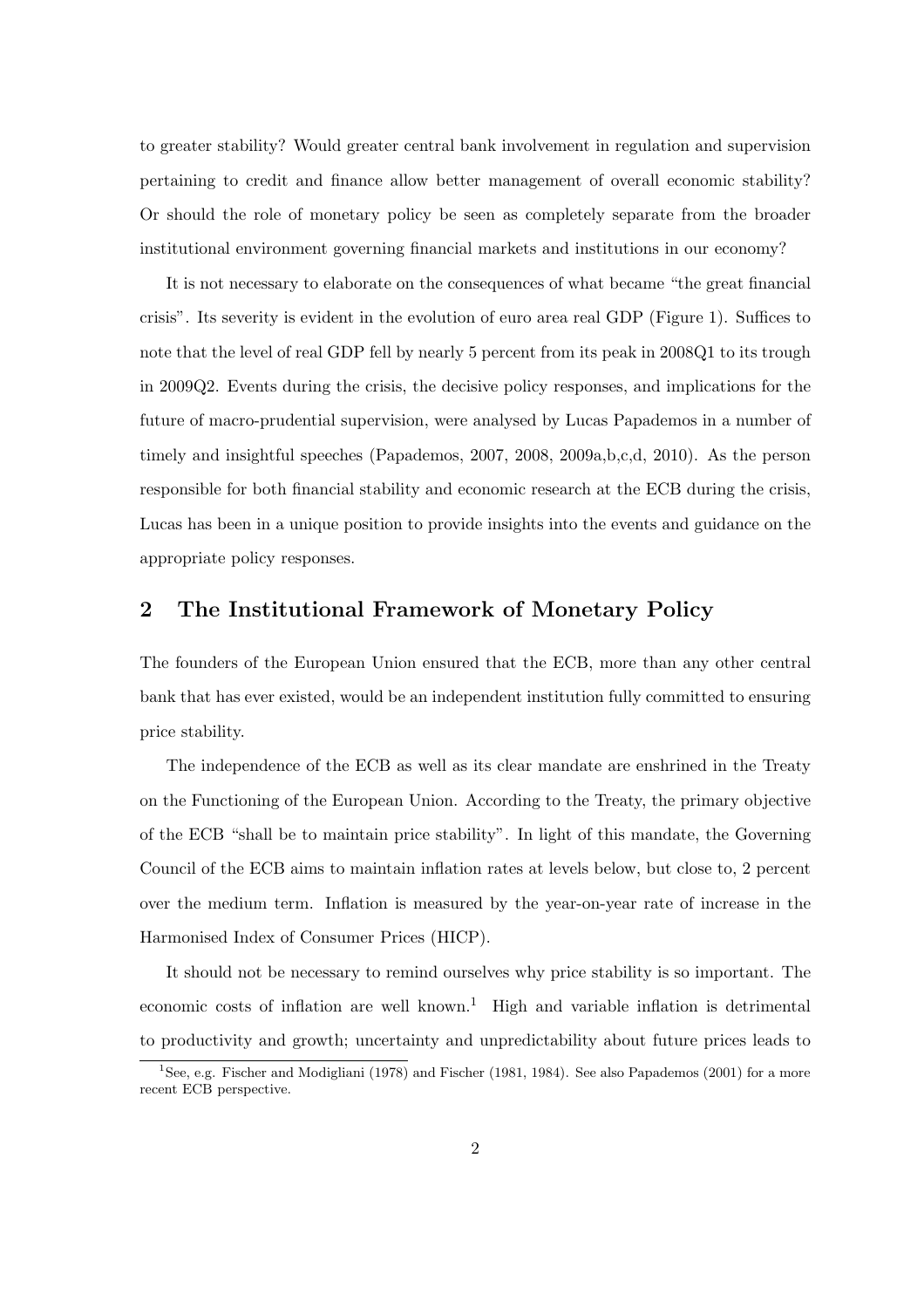to greater stability? Would greater central bank involvement in regulation and supervision pertaining to credit and finance allow better management of overall economic stability? Or should the role of monetary policy be seen as completely separate from the broader institutional environment governing financial markets and institutions in our economy?

It is not necessary to elaborate on the consequences of what became "the great financial crisis". Its severity is evident in the evolution of euro area real GDP (Figure 1). Suffices to note that the level of real GDP fell by nearly 5 percent from its peak in 2008Q1 to its trough in 2009Q2. Events during the crisis, the decisive policy responses, and implications for the future of macro-prudential supervision, were analysed by Lucas Papademos in a number of timely and insightful speeches (Papademos, 2007, 2008, 2009a,b,c,d, 2010). As the person responsible for both financial stability and economic research at the ECB during the crisis, Lucas has been in a unique position to provide insights into the events and guidance on the appropriate policy responses.

## 2 The Institutional Framework of Monetary Policy

The founders of the European Union ensured that the ECB, more than any other central bank that has ever existed, would be an independent institution fully committed to ensuring price stability.

The independence of the ECB as well as its clear mandate are enshrined in the Treaty on the Functioning of the European Union. According to the Treaty, the primary objective of the ECB "shall be to maintain price stability". In light of this mandate, the Governing Council of the ECB aims to maintain inflation rates at levels below, but close to, 2 percent over the medium term. Inflation is measured by the year-on-year rate of increase in the Harmonised Index of Consumer Prices (HICP).

It should not be necessary to remind ourselves why price stability is so important. The economic costs of inflation are well known.[1] High and variable inflation is detrimental to productivity and growth; uncertainty and unpredictability about future prices leads to

[1] See, e.g. Fischer and Modigliani (1978) and Fischer (1981, 1984). See also Papademos (2001) for a more recent ECB perspective.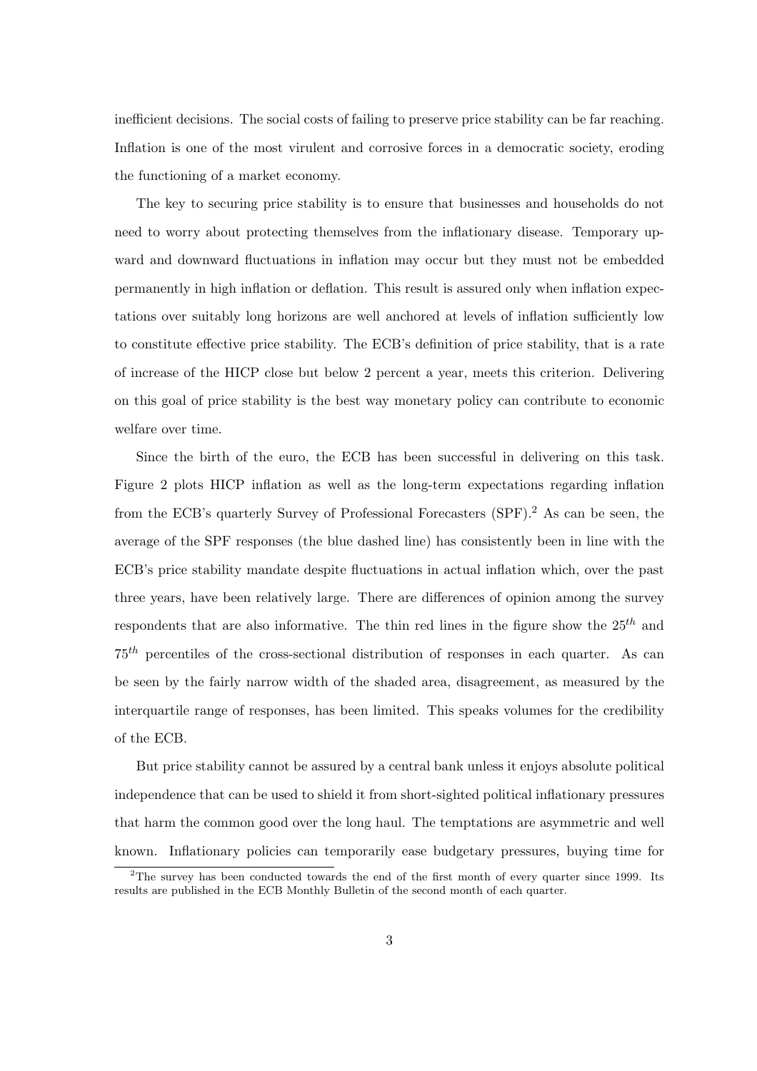inefficient decisions. The social costs of failing to preserve price stability can be far reaching. Inflation is one of the most virulent and corrosive forces in a democratic society, eroding the functioning of a market economy.

The key to securing price stability is to ensure that businesses and households do not need to worry about protecting themselves from the inflationary disease. Temporary upward and downward fluctuations in inflation may occur but they must not be embedded permanently in high inflation or deflation. This result is assured only when inflation expectations over suitably long horizons are well anchored at levels of inflation sufficiently low to constitute effective price stability. The ECB's definition of price stability, that is a rate of increase of the HICP close but below 2 percent a year, meets this criterion. Delivering on this goal of price stability is the best way monetary policy can contribute to economic welfare over time.

Since the birth of the euro, the ECB has been successful in delivering on this task. Figure 2 plots HICP inflation as well as the long-term expectations regarding inflation from the ECB's quarterly Survey of Professional Forecasters (SPF).[2] As can be seen, the average of the SPF responses (the blue dashed line) has consistently been in line with the ECB's price stability mandate despite fluctuations in actual inflation which, over the past three years, have been relatively large. There are differences of opinion among the survey respondents that are also informative. The thin red lines in the figure show the $25^{th}$ and $75^{th}$ percentiles of the cross-sectional distribution of responses in each quarter. As can be seen by the fairly narrow width of the shaded area, disagreement, as measured by the interquartile range of responses, has been limited. This speaks volumes for the credibility of the ECB.

But price stability cannot be assured by a central bank unless it enjoys absolute political independence that can be used to shield it from short-sighted political inflationary pressures that harm the common good over the long haul. The temptations are asymmetric and well known. Inflationary policies can temporarily ease budgetary pressures, buying time for

[2] The survey has been conducted towards the end of the first month of every quarter since 1999. Its results are published in the ECB Monthly Bulletin of the second month of each quarter.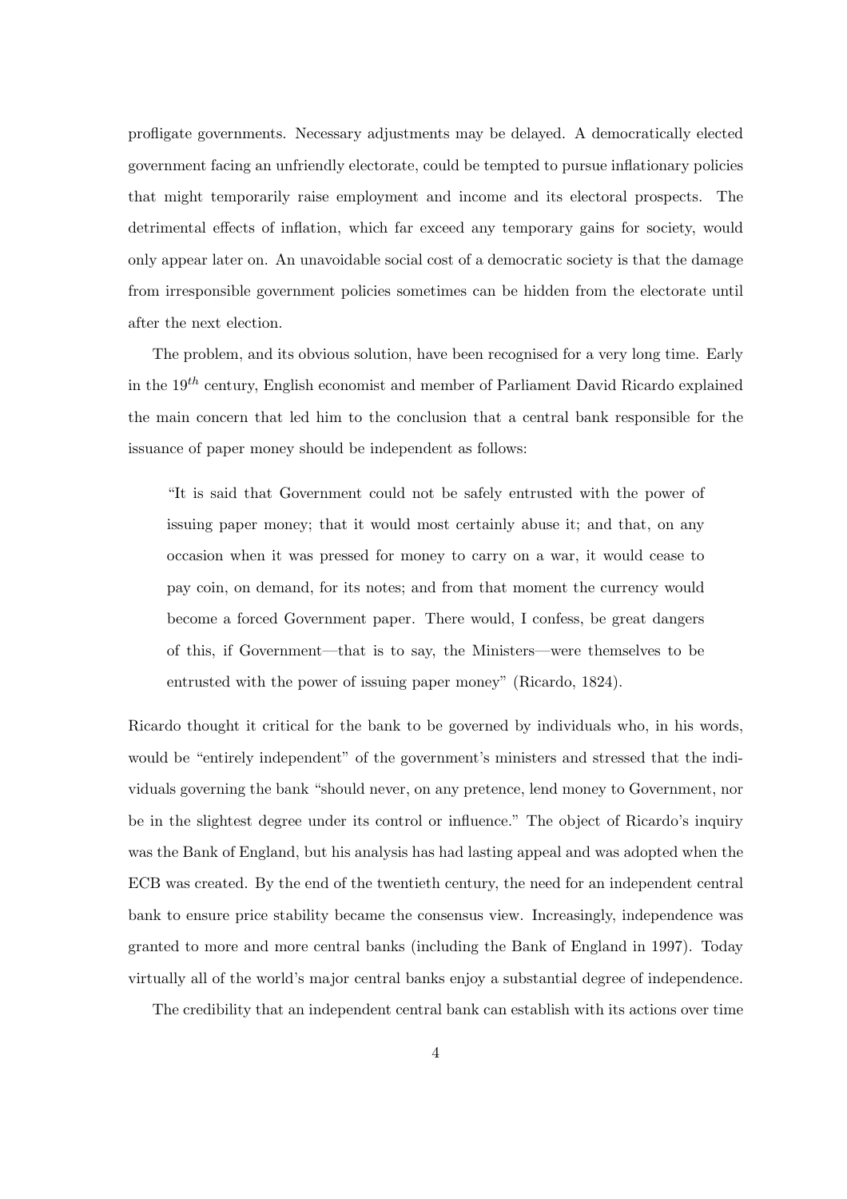profligate governments. Necessary adjustments may be delayed. A democratically elected government facing an unfriendly electorate, could be tempted to pursue inflationary policies that might temporarily raise employment and income and its electoral prospects. The detrimental effects of inflation, which far exceed any temporary gains for society, would only appear later on. An unavoidable social cost of a democratic society is that the damage from irresponsible government policies sometimes can be hidden from the electorate until after the next election.

The problem, and its obvious solution, have been recognised for a very long time. Early in the $19^{th}$ century, English economist and member of Parliament David Ricardo explained the main concern that led him to the conclusion that a central bank responsible for the issuance of paper money should be independent as follows:

> "It is said that Government could not be safely entrusted with the power of issuing paper money; that it would most certainly abuse it; and that, on any occasion when it was pressed for money to carry on a war, it would cease to pay coin, on demand, for its notes; and from that moment the currency would become a forced Government paper. There would, I confess, be great dangers of this, if Government—that is to say, the Ministers—were themselves to be entrusted with the power of issuing paper money" (Ricardo, 1824).

Ricardo thought it critical for the bank to be governed by individuals who, in his words, would be "entirely independent" of the government's ministers and stressed that the individuals governing the bank "should never, on any pretence, lend money to Government, nor be in the slightest degree under its control or influence." The object of Ricardo's inquiry was the Bank of England, but his analysis has had lasting appeal and was adopted when the ECB was created. By the end of the twentieth century, the need for an independent central bank to ensure price stability became the consensus view. Increasingly, independence was granted to more and more central banks (including the Bank of England in 1997). Today virtually all of the world's major central banks enjoy a substantial degree of independence.

The credibility that an independent central bank can establish with its actions over time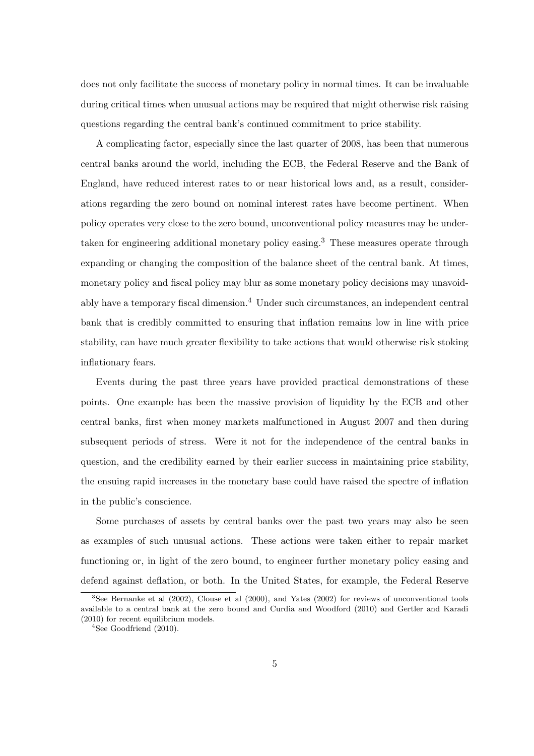does not only facilitate the success of monetary policy in normal times. It can be invaluable during critical times when unusual actions may be required that might otherwise risk raising questions regarding the central bank's continued commitment to price stability.

A complicating factor, especially since the last quarter of 2008, has been that numerous central banks around the world, including the ECB, the Federal Reserve and the Bank of England, have reduced interest rates to or near historical lows and, as a result, considerations regarding the zero bound on nominal interest rates have become pertinent. When policy operates very close to the zero bound, unconventional policy measures may be undertaken for engineering additional monetary policy easing.[3] These measures operate through expanding or changing the composition of the balance sheet of the central bank. At times, monetary policy and fiscal policy may blur as some monetary policy decisions may unavoidably have a temporary fiscal dimension.[4] Under such circumstances, an independent central bank that is credibly committed to ensuring that inflation remains low in line with price stability, can have much greater flexibility to take actions that would otherwise risk stoking inflationary fears.

Events during the past three years have provided practical demonstrations of these points. One example has been the massive provision of liquidity by the ECB and other central banks, first when money markets malfunctioned in August 2007 and then during subsequent periods of stress. Were it not for the independence of the central banks in question, and the credibility earned by their earlier success in maintaining price stability, the ensuing rapid increases in the monetary base could have raised the spectre of inflation in the public's conscience.

Some purchases of assets by central banks over the past two years may also be seen as examples of such unusual actions. These actions were taken either to repair market functioning or, in light of the zero bound, to engineer further monetary policy easing and defend against deflation, or both. In the United States, for example, the Federal Reserve

[3] See Bernanke et al (2002), Clouse et al (2000), and Yates (2002) for reviews of unconventional tools available to a central bank at the zero bound and Curdia and Woodford (2010) and Gertler and Karadi (2010) for recent equilibrium models.

[4] See Goodfriend (2010).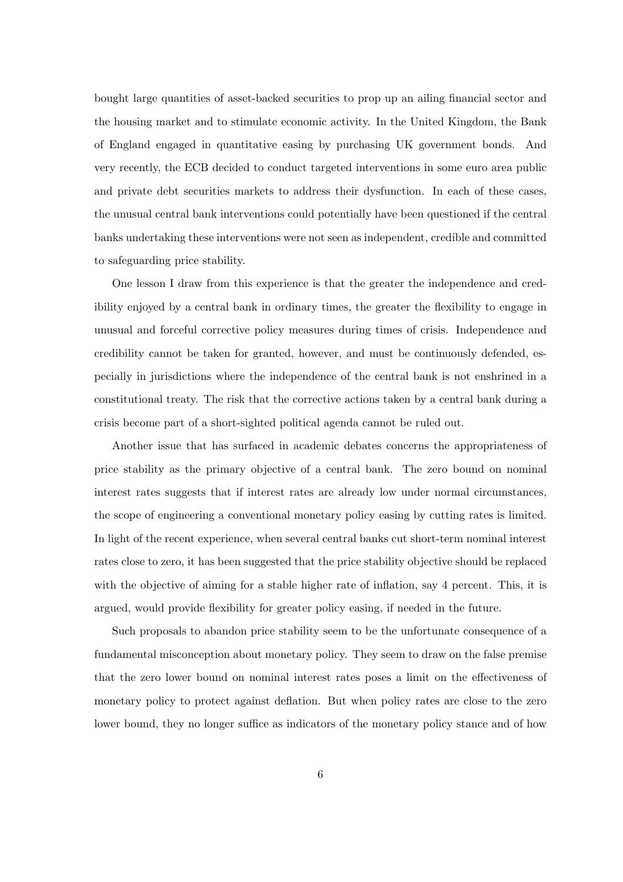bought large quantities of asset-backed securities to prop up an ailing financial sector and the housing market and to stimulate economic activity. In the United Kingdom, the Bank of England engaged in quantitative easing by purchasing UK government bonds. And very recently, the ECB decided to conduct targeted interventions in some euro area public and private debt securities markets to address their dysfunction. In each of these cases, the unusual central bank interventions could potentially have been questioned if the central banks undertaking these interventions were not seen as independent, credible and committed to safeguarding price stability.

One lesson I draw from this experience is that the greater the independence and credibility enjoyed by a central bank in ordinary times, the greater the flexibility to engage in unusual and forceful corrective policy measures during times of crisis. Independence and credibility cannot be taken for granted, however, and must be continuously defended, especially in jurisdictions where the independence of the central bank is not enshrined in a constitutional treaty. The risk that the corrective actions taken by a central bank during a crisis become part of a short-sighted political agenda cannot be ruled out.

Another issue that has surfaced in academic debates concerns the appropriateness of price stability as the primary objective of a central bank. The zero bound on nominal interest rates suggests that if interest rates are already low under normal circumstances, the scope of engineering a conventional monetary policy easing by cutting rates is limited. In light of the recent experience, when several central banks cut short-term nominal interest rates close to zero, it has been suggested that the price stability objective should be replaced with the objective of aiming for a stable higher rate of inflation, say 4 percent. This, it is argued, would provide flexibility for greater policy easing, if needed in the future.

Such proposals to abandon price stability seem to be the unfortunate consequence of a fundamental misconception about monetary policy. They seem to draw on the false premise that the zero lower bound on nominal interest rates poses a limit on the effectiveness of monetary policy to protect against deflation. But when policy rates are close to the zero lower bound, they no longer suffice as indicators of the monetary policy stance and of how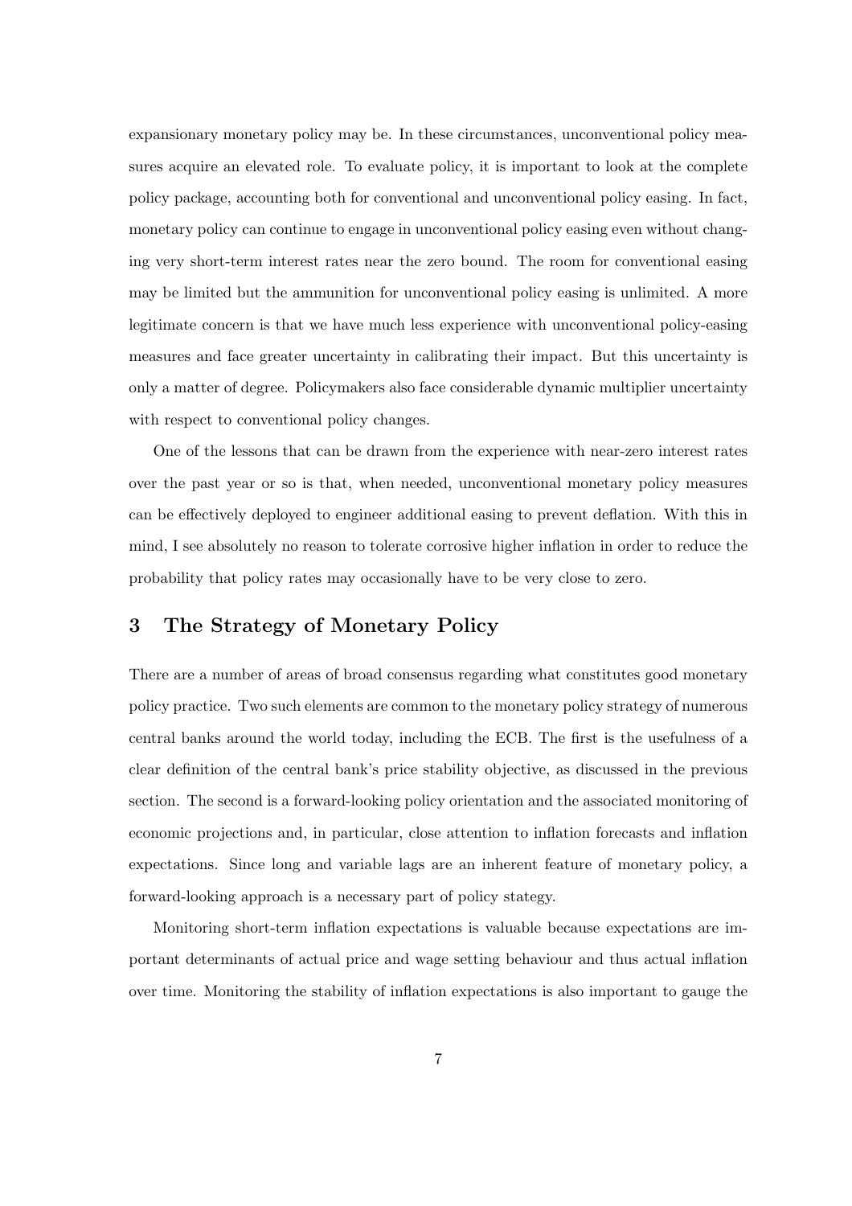expansionary monetary policy may be. In these circumstances, unconventional policy measures acquire an elevated role. To evaluate policy, it is important to look at the complete policy package, accounting both for conventional and unconventional policy easing. In fact, monetary policy can continue to engage in unconventional policy easing even without changing very short-term interest rates near the zero bound. The room for conventional easing may be limited but the ammunition for unconventional policy easing is unlimited. A more legitimate concern is that we have much less experience with unconventional policy-easing measures and face greater uncertainty in calibrating their impact. But this uncertainty is only a matter of degree. Policymakers also face considerable dynamic multiplier uncertainty with respect to conventional policy changes.

One of the lessons that can be drawn from the experience with near-zero interest rates over the past year or so is that, when needed, unconventional monetary policy measures can be effectively deployed to engineer additional easing to prevent deflation. With this in mind, I see absolutely no reason to tolerate corrosive higher inflation in order to reduce the probability that policy rates may occasionally have to be very close to zero.

## 3 The Strategy of Monetary Policy

There are a number of areas of broad consensus regarding what constitutes good monetary policy practice. Two such elements are common to the monetary policy strategy of numerous central banks around the world today, including the ECB. The first is the usefulness of a clear definition of the central bank's price stability objective, as discussed in the previous section. The second is a forward-looking policy orientation and the associated monitoring of economic projections and, in particular, close attention to inflation forecasts and inflation expectations. Since long and variable lags are an inherent feature of monetary policy, a forward-looking approach is a necessary part of policy stategy.

Monitoring short-term inflation expectations is valuable because expectations are important determinants of actual price and wage setting behaviour and thus actual inflation over time. Monitoring the stability of inflation expectations is also important to gauge the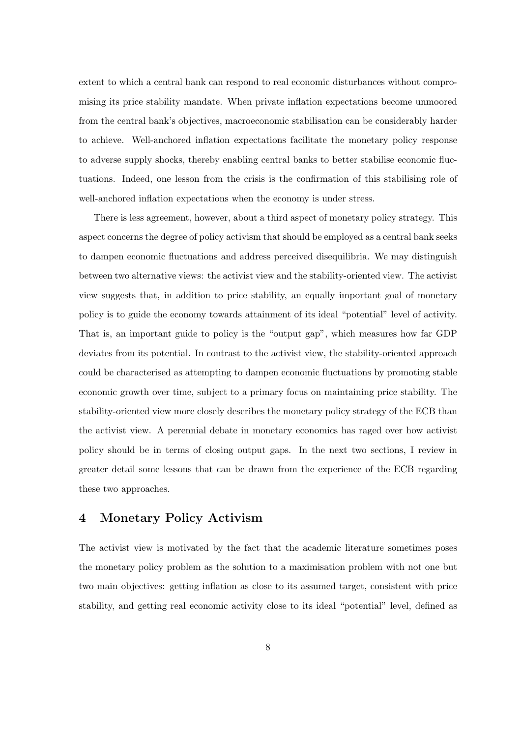extent to which a central bank can respond to real economic disturbances without compromising its price stability mandate. When private inflation expectations become unmoored from the central bank's objectives, macroeconomic stabilisation can be considerably harder to achieve. Well-anchored inflation expectations facilitate the monetary policy response to adverse supply shocks, thereby enabling central banks to better stabilise economic fluctuations. Indeed, one lesson from the crisis is the confirmation of this stabilising role of well-anchored inflation expectations when the economy is under stress.

There is less agreement, however, about a third aspect of monetary policy strategy. This aspect concerns the degree of policy activism that should be employed as a central bank seeks to dampen economic fluctuations and address perceived disequilibria. We may distinguish between two alternative views: the activist view and the stability-oriented view. The activist view suggests that, in addition to price stability, an equally important goal of monetary policy is to guide the economy towards attainment of its ideal "potential" level of activity. That is, an important guide to policy is the "output gap", which measures how far GDP deviates from its potential. In contrast to the activist view, the stability-oriented approach could be characterised as attempting to dampen economic fluctuations by promoting stable economic growth over time, subject to a primary focus on maintaining price stability. The stability-oriented view more closely describes the monetary policy strategy of the ECB than the activist view. A perennial debate in monetary economics has raged over how activist policy should be in terms of closing output gaps. In the next two sections, I review in greater detail some lessons that can be drawn from the experience of the ECB regarding these two approaches.

## 4 Monetary Policy Activism

The activist view is motivated by the fact that the academic literature sometimes poses the monetary policy problem as the solution to a maximisation problem with not one but two main objectives: getting inflation as close to its assumed target, consistent with price stability, and getting real economic activity close to its ideal "potential" level, defined as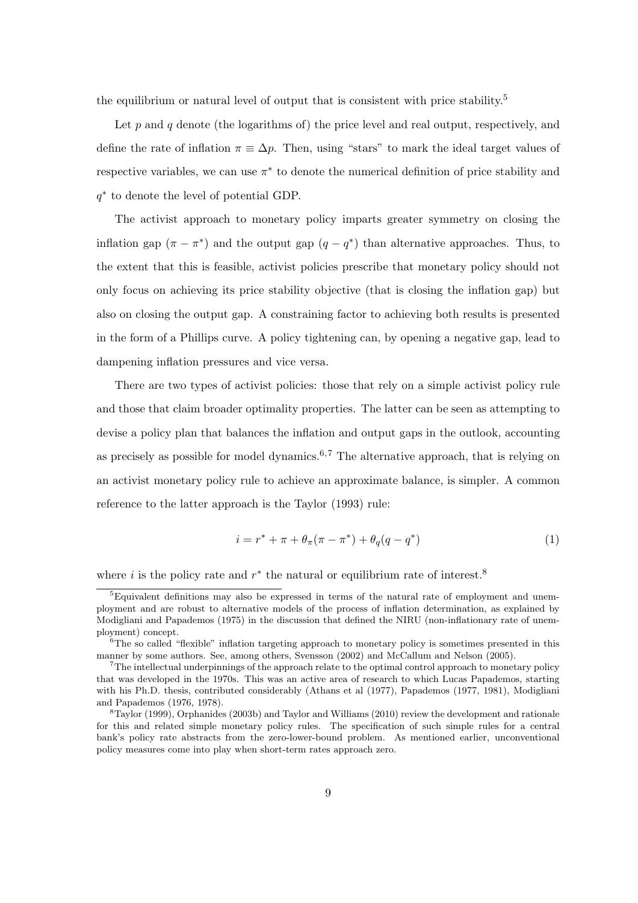the equilibrium or natural level of output that is consistent with price stability.[5]

Let $p$ and $q$ denote (the logarithms of) the price level and real output, respectively, and define the rate of inflation $\pi \equiv \Delta p$. Then, using "stars" to mark the ideal target values of respective variables, we can use $\pi^*$ to denote the numerical definition of price stability and $q^*$ to denote the level of potential GDP.

The activist approach to monetary policy imparts greater symmetry on closing the inflation gap $(\pi - \pi^*)$ and the output gap $(q - q^*)$ than alternative approaches. Thus, to the extent that this is feasible, activist policies prescribe that monetary policy should not only focus on achieving its price stability objective (that is closing the inflation gap) but also on closing the output gap. A constraining factor to achieving both results is presented in the form of a Phillips curve. A policy tightening can, by opening a negative gap, lead to dampening inflation pressures and vice versa.

There are two types of activist policies: those that rely on a simple activist policy rule and those that claim broader optimality properties. The latter can be seen as attempting to devise a policy plan that balances the inflation and output gaps in the outlook, accounting as precisely as possible for model dynamics.[6,7] The alternative approach, that is relying on an activist monetary policy rule to achieve an approximate balance, is simpler. A common reference to the latter approach is the Taylor (1993) rule:

$$i = r^* + \pi + \theta_\pi(\pi - \pi^*) + \theta_q(q - q^*) \tag{1}$$

where $i$ is the policy rate and $r^*$ the natural or equilibrium rate of interest.[8]

---

[5] Equivalent definitions may also be expressed in terms of the natural rate of employment and unemployment and are robust to alternative models of the process of inflation determination, as explained by Modigliani and Papademos (1975) in the discussion that defined the NIRU (non-inflationary rate of unemployment) concept.

[6] The so called "flexible" inflation targeting approach to monetary policy is sometimes presented in this manner by some authors. See, among others, Svensson (2002) and McCallum and Nelson (2005).

[7] The intellectual underpinnings of the approach relate to the optimal control approach to monetary policy that was developed in the 1970s. This was an active area of research to which Lucas Papademos, starting with his Ph.D. thesis, contributed considerably (Athans et al (1977), Papademos (1977, 1981), Modigliani and Papademos (1976, 1978).

[8] Taylor (1999), Orphanides (2003b) and Taylor and Williams (2010) review the development and rationale for this and related simple monetary policy rules. The specification of such simple rules for a central bank's policy rate abstracts from the zero-lower-bound problem. As mentioned earlier, unconventional policy measures come into play when short-term rates approach zero.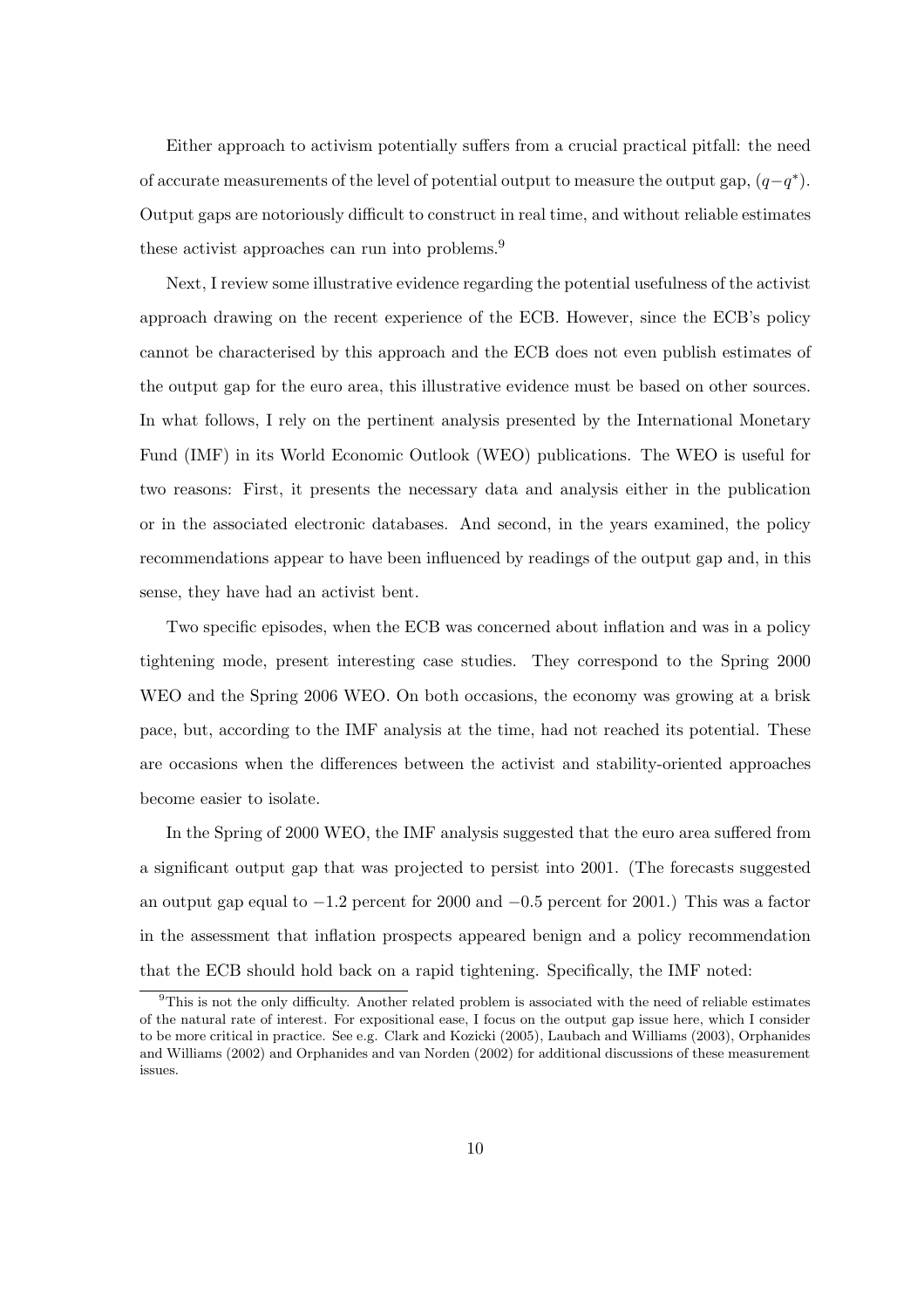Either approach to activism potentially suffers from a crucial practical pitfall: the need of accurate measurements of the level of potential output to measure the output gap, $(q-q^*)$. Output gaps are notoriously difficult to construct in real time, and without reliable estimates these activist approaches can run into problems.[9]

Next, I review some illustrative evidence regarding the potential usefulness of the activist approach drawing on the recent experience of the ECB. However, since the ECB's policy cannot be characterised by this approach and the ECB does not even publish estimates of the output gap for the euro area, this illustrative evidence must be based on other sources. In what follows, I rely on the pertinent analysis presented by the International Monetary Fund (IMF) in its World Economic Outlook (WEO) publications. The WEO is useful for two reasons: First, it presents the necessary data and analysis either in the publication or in the associated electronic databases. And second, in the years examined, the policy recommendations appear to have been influenced by readings of the output gap and, in this sense, they have had an activist bent.

Two specific episodes, when the ECB was concerned about inflation and was in a policy tightening mode, present interesting case studies. They correspond to the Spring 2000 WEO and the Spring 2006 WEO. On both occasions, the economy was growing at a brisk pace, but, according to the IMF analysis at the time, had not reached its potential. These are occasions when the differences between the activist and stability-oriented approaches become easier to isolate.

In the Spring of 2000 WEO, the IMF analysis suggested that the euro area suffered from a significant output gap that was projected to persist into 2001. (The forecasts suggested an output gap equal to $-1.2$ percent for 2000 and $-0.5$ percent for 2001.) This was a factor in the assessment that inflation prospects appeared benign and a policy recommendation that the ECB should hold back on a rapid tightening. Specifically, the IMF noted:

[9] This is not the only difficulty. Another related problem is associated with the need of reliable estimates of the natural rate of interest. For expositional ease, I focus on the output gap issue here, which I consider to be more critical in practice. See e.g. Clark and Kozicki (2005), Laubach and Williams (2003), Orphanides and Williams (2002) and Orphanides and van Norden (2002) for additional discussions of these measurement issues.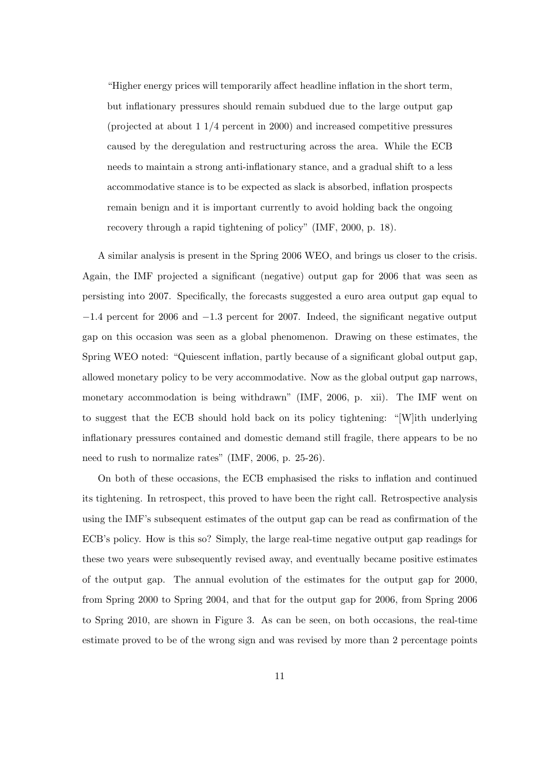> "Higher energy prices will temporarily affect headline inflation in the short term, but inflationary pressures should remain subdued due to the large output gap (projected at about 1 1/4 percent in 2000) and increased competitive pressures caused by the deregulation and restructuring across the area. While the ECB needs to maintain a strong anti-inflationary stance, and a gradual shift to a less accommodative stance is to be expected as slack is absorbed, inflation prospects remain benign and it is important currently to avoid holding back the ongoing recovery through a rapid tightening of policy" (IMF, 2000, p. 18).

A similar analysis is present in the Spring 2006 WEO, and brings us closer to the crisis. Again, the IMF projected a significant (negative) output gap for 2006 that was seen as persisting into 2007. Specifically, the forecasts suggested a euro area output gap equal to $-1.4$ percent for 2006 and $-1.3$ percent for 2007. Indeed, the significant negative output gap on this occasion was seen as a global phenomenon. Drawing on these estimates, the Spring WEO noted: "Quiescent inflation, partly because of a significant global output gap, allowed monetary policy to be very accommodative. Now as the global output gap narrows, monetary accommodation is being withdrawn" (IMF, 2006, p. xii). The IMF went on to suggest that the ECB should hold back on its policy tightening: "[W]ith underlying inflationary pressures contained and domestic demand still fragile, there appears to be no need to rush to normalize rates" (IMF, 2006, p. 25-26).

On both of these occasions, the ECB emphasised the risks to inflation and continued its tightening. In retrospect, this proved to have been the right call. Retrospective analysis using the IMF's subsequent estimates of the output gap can be read as confirmation of the ECB's policy. How is this so? Simply, the large real-time negative output gap readings for these two years were subsequently revised away, and eventually became positive estimates of the output gap. The annual evolution of the estimates for the output gap for 2000, from Spring 2000 to Spring 2004, and that for the output gap for 2006, from Spring 2006 to Spring 2010, are shown in Figure 3. As can be seen, on both occasions, the real-time estimate proved to be of the wrong sign and was revised by more than 2 percentage points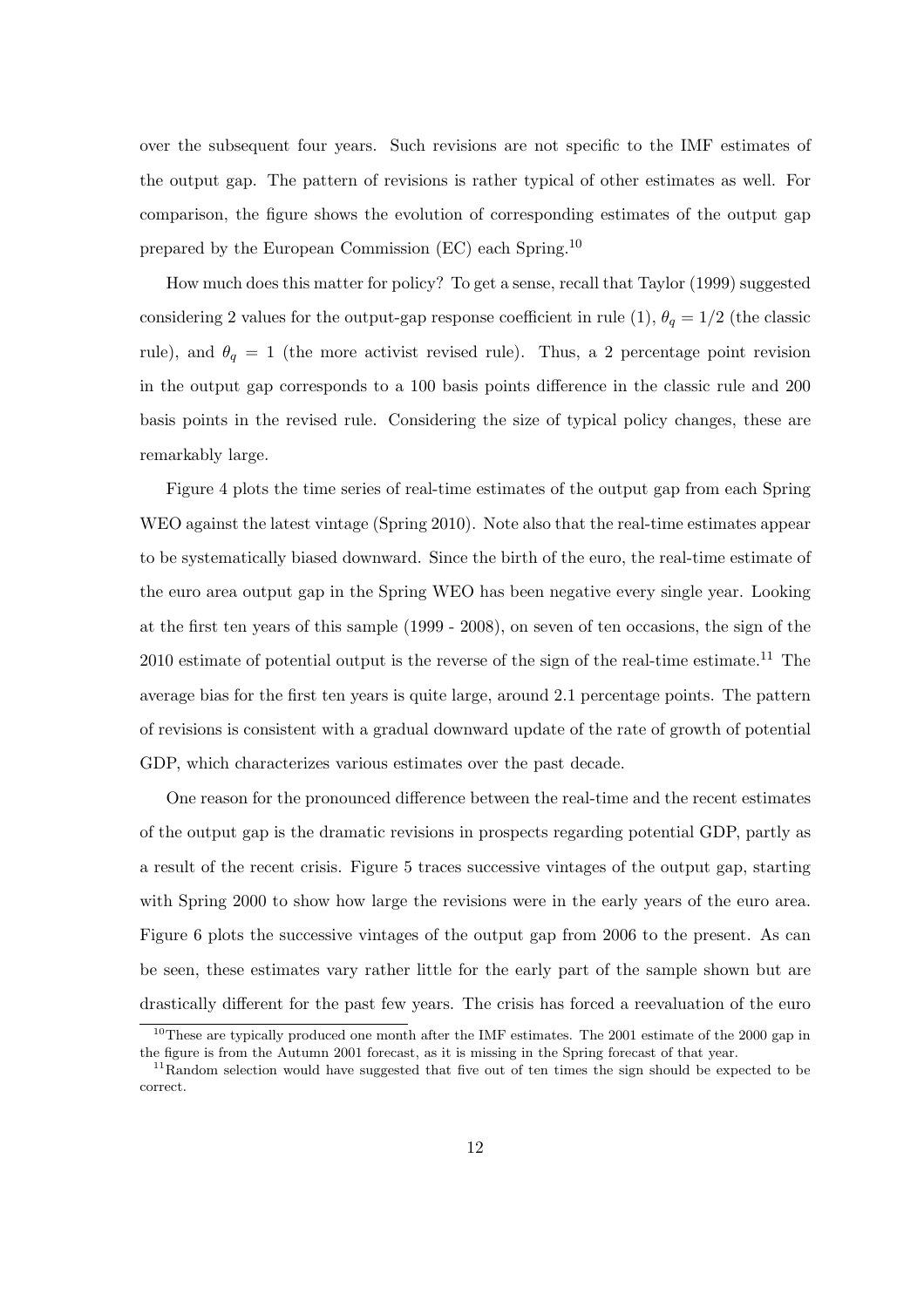over the subsequent four years. Such revisions are not specific to the IMF estimates of the output gap. The pattern of revisions is rather typical of other estimates as well. For comparison, the figure shows the evolution of corresponding estimates of the output gap prepared by the European Commission (EC) each Spring.[10]

How much does this matter for policy? To get a sense, recall that Taylor (1999) suggested considering 2 values for the output-gap response coefficient in rule (1), $\theta_q = 1/2$ (the classic rule), and $\theta_q = 1$ (the more activist revised rule). Thus, a 2 percentage point revision in the output gap corresponds to a 100 basis points difference in the classic rule and 200 basis points in the revised rule. Considering the size of typical policy changes, these are remarkably large.

Figure 4 plots the time series of real-time estimates of the output gap from each Spring WEO against the latest vintage (Spring 2010). Note also that the real-time estimates appear to be systematically biased downward. Since the birth of the euro, the real-time estimate of the euro area output gap in the Spring WEO has been negative every single year. Looking at the first ten years of this sample (1999 - 2008), on seven of ten occasions, the sign of the 2010 estimate of potential output is the reverse of the sign of the real-time estimate.[11] The average bias for the first ten years is quite large, around 2.1 percentage points. The pattern of revisions is consistent with a gradual downward update of the rate of growth of potential GDP, which characterizes various estimates over the past decade.

One reason for the pronounced difference between the real-time and the recent estimates of the output gap is the dramatic revisions in prospects regarding potential GDP, partly as a result of the recent crisis. Figure 5 traces successive vintages of the output gap, starting with Spring 2000 to show how large the revisions were in the early years of the euro area. Figure 6 plots the successive vintages of the output gap from 2006 to the present. As can be seen, these estimates vary rather little for the early part of the sample shown but are drastically different for the past few years. The crisis has forced a reevaluation of the euro

[10]These are typically produced one month after the IMF estimates. The 2001 estimate of the 2000 gap in the figure is from the Autumn 2001 forecast, as it is missing in the Spring forecast of that year.

[11]Random selection would have suggested that five out of ten times the sign should be expected to be correct.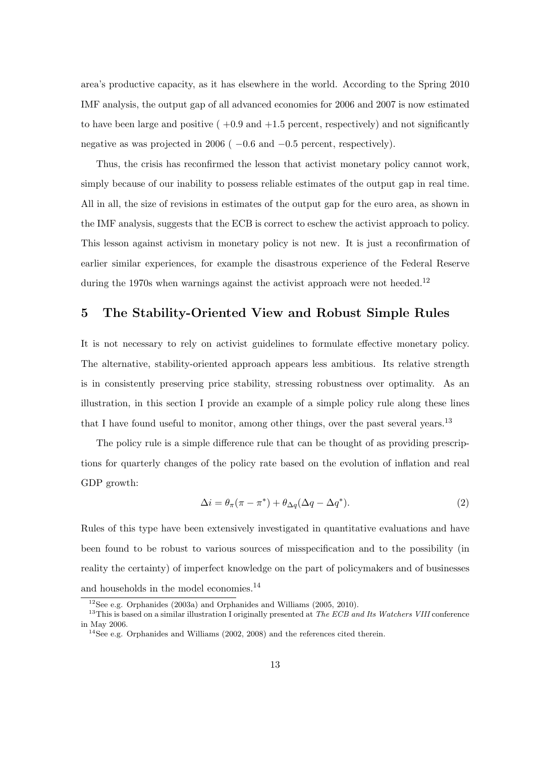area's productive capacity, as it has elsewhere in the world. According to the Spring 2010 IMF analysis, the output gap of all advanced economies for 2006 and 2007 is now estimated to have been large and positive ( +0.9 and +1.5 percent, respectively) and not significantly negative as was projected in 2006 ( −0.6 and −0.5 percent, respectively).

Thus, the crisis has reconfirmed the lesson that activist monetary policy cannot work, simply because of our inability to possess reliable estimates of the output gap in real time. All in all, the size of revisions in estimates of the output gap for the euro area, as shown in the IMF analysis, suggests that the ECB is correct to eschew the activist approach to policy. This lesson against activism in monetary policy is not new. It is just a reconfirmation of earlier similar experiences, for example the disastrous experience of the Federal Reserve during the 1970s when warnings against the activist approach were not heeded.[12]

## 5 The Stability-Oriented View and Robust Simple Rules

It is not necessary to rely on activist guidelines to formulate effective monetary policy. The alternative, stability-oriented approach appears less ambitious. Its relative strength is in consistently preserving price stability, stressing robustness over optimality. As an illustration, in this section I provide an example of a simple policy rule along these lines that I have found useful to monitor, among other things, over the past several years.[13]

The policy rule is a simple difference rule that can be thought of as providing prescriptions for quarterly changes of the policy rate based on the evolution of inflation and real GDP growth:

$$\Delta i = \theta_\pi(\pi - \pi^*) + \theta_{\Delta q}(\Delta q - \Delta q^*). \tag{2}$$

Rules of this type have been extensively investigated in quantitative evaluations and have been found to be robust to various sources of misspecification and to the possibility (in reality the certainty) of imperfect knowledge on the part of policymakers and of businesses and households in the model economies.[14]

[12] See e.g. Orphanides (2003a) and Orphanides and Williams (2005, 2010).

[13] This is based on a similar illustration I originally presented at *The ECB and Its Watchers VIII* conference in May 2006.

[14] See e.g. Orphanides and Williams (2002, 2008) and the references cited therein.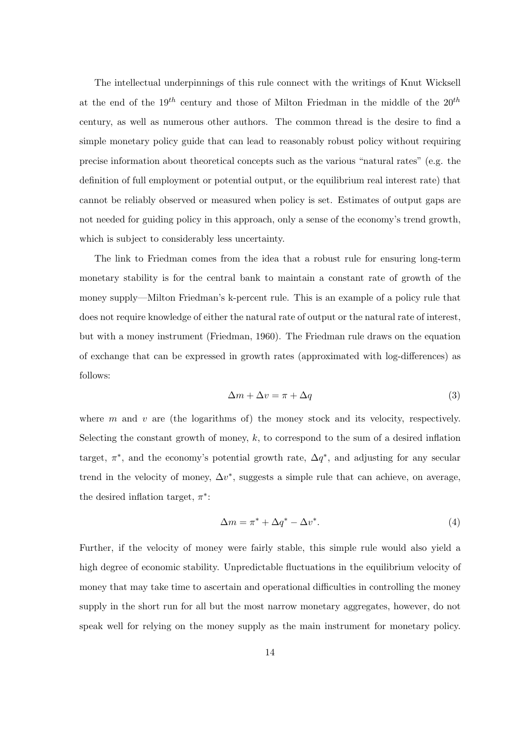The intellectual underpinnings of this rule connect with the writings of Knut Wicksell at the end of the $19^{th}$ century and those of Milton Friedman in the middle of the $20^{th}$ century, as well as numerous other authors. The common thread is the desire to find a simple monetary policy guide that can lead to reasonably robust policy without requiring precise information about theoretical concepts such as the various "natural rates" (e.g. the definition of full employment or potential output, or the equilibrium real interest rate) that cannot be reliably observed or measured when policy is set. Estimates of output gaps are not needed for guiding policy in this approach, only a sense of the economy's trend growth, which is subject to considerably less uncertainty.

The link to Friedman comes from the idea that a robust rule for ensuring long-term monetary stability is for the central bank to maintain a constant rate of growth of the money supply—Milton Friedman's k-percent rule. This is an example of a policy rule that does not require knowledge of either the natural rate of output or the natural rate of interest, but with a money instrument (Friedman, 1960). The Friedman rule draws on the equation of exchange that can be expressed in growth rates (approximated with log-differences) as follows:

$$\Delta m + \Delta v = \pi + \Delta q \tag{3}$$

where $m$ and $v$ are (the logarithms of) the money stock and its velocity, respectively. Selecting the constant growth of money, $k$, to correspond to the sum of a desired inflation target, $\pi^*$, and the economy's potential growth rate, $\Delta q^*$, and adjusting for any secular trend in the velocity of money, $\Delta v^*$, suggests a simple rule that can achieve, on average, the desired inflation target, $\pi^*$:

$$\Delta m = \pi^* + \Delta q^* - \Delta v^*. \tag{4}$$

Further, if the velocity of money were fairly stable, this simple rule would also yield a high degree of economic stability. Unpredictable fluctuations in the equilibrium velocity of money that may take time to ascertain and operational difficulties in controlling the money supply in the short run for all but the most narrow monetary aggregates, however, do not speak well for relying on the money supply as the main instrument for monetary policy.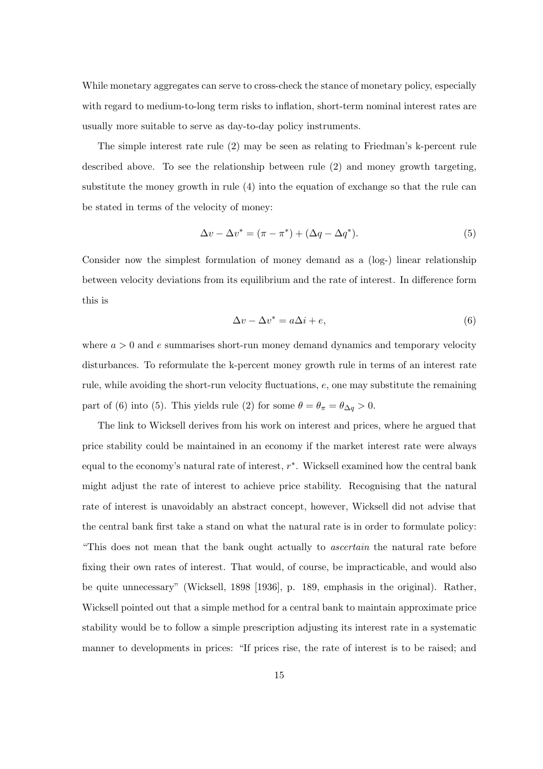While monetary aggregates can serve to cross-check the stance of monetary policy, especially with regard to medium-to-long term risks to inflation, short-term nominal interest rates are usually more suitable to serve as day-to-day policy instruments.

The simple interest rate rule (2) may be seen as relating to Friedman's k-percent rule described above. To see the relationship between rule (2) and money growth targeting, substitute the money growth in rule (4) into the equation of exchange so that the rule can be stated in terms of the velocity of money:

$$\Delta v - \Delta v^* = (\pi - \pi^*) + (\Delta q - \Delta q^*). \tag{5}$$

Consider now the simplest formulation of money demand as a (log-) linear relationship between velocity deviations from its equilibrium and the rate of interest. In difference form this is

$$\Delta v - \Delta v^* = a\Delta i + e, \tag{6}$$

where $a > 0$ and $e$ summarises short-run money demand dynamics and temporary velocity disturbances. To reformulate the k-percent money growth rule in terms of an interest rate rule, while avoiding the short-run velocity fluctuations, $e$, one may substitute the remaining part of (6) into (5). This yields rule (2) for some $\theta = \theta_\pi = \theta_{\Delta q} > 0$.

The link to Wicksell derives from his work on interest and prices, where he argued that price stability could be maintained in an economy if the market interest rate were always equal to the economy's natural rate of interest, $r^*$. Wicksell examined how the central bank might adjust the rate of interest to achieve price stability. Recognising that the natural rate of interest is unavoidably an abstract concept, however, Wicksell did not advise that the central bank first take a stand on what the natural rate is in order to formulate policy: "This does not mean that the bank ought actually to *ascertain* the natural rate before fixing their own rates of interest. That would, of course, be impracticable, and would also be quite unnecessary" (Wicksell, 1898 [1936], p. 189, emphasis in the original). Rather, Wicksell pointed out that a simple method for a central bank to maintain approximate price stability would be to follow a simple prescription adjusting its interest rate in a systematic manner to developments in prices: "If prices rise, the rate of interest is to be raised; and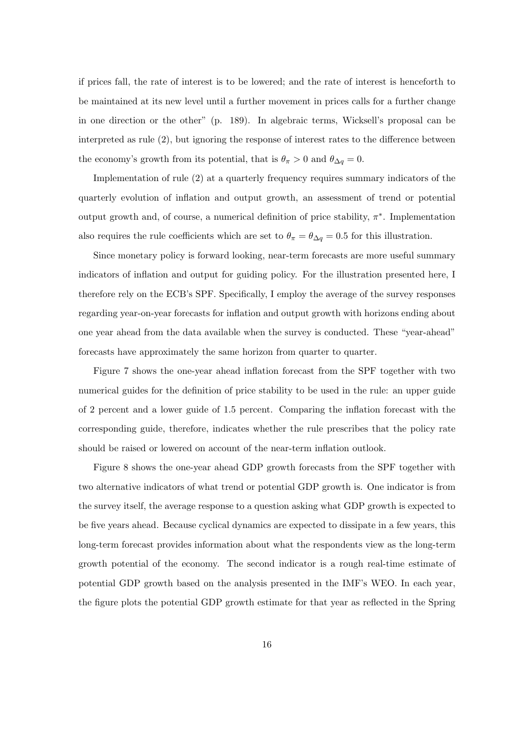if prices fall, the rate of interest is to be lowered; and the rate of interest is henceforth to be maintained at its new level until a further movement in prices calls for a further change in one direction or the other" (p. 189). In algebraic terms, Wicksell's proposal can be interpreted as rule (2), but ignoring the response of interest rates to the difference between the economy's growth from its potential, that is $\theta_\pi > 0$ and $\theta_{\Delta q} = 0$.

Implementation of rule (2) at a quarterly frequency requires summary indicators of the quarterly evolution of inflation and output growth, an assessment of trend or potential output growth and, of course, a numerical definition of price stability, $\pi^*$. Implementation also requires the rule coefficients which are set to $\theta_\pi = \theta_{\Delta q} = 0.5$ for this illustration.

Since monetary policy is forward looking, near-term forecasts are more useful summary indicators of inflation and output for guiding policy. For the illustration presented here, I therefore rely on the ECB's SPF. Specifically, I employ the average of the survey responses regarding year-on-year forecasts for inflation and output growth with horizons ending about one year ahead from the data available when the survey is conducted. These "year-ahead" forecasts have approximately the same horizon from quarter to quarter.

Figure 7 shows the one-year ahead inflation forecast from the SPF together with two numerical guides for the definition of price stability to be used in the rule: an upper guide of 2 percent and a lower guide of 1.5 percent. Comparing the inflation forecast with the corresponding guide, therefore, indicates whether the rule prescribes that the policy rate should be raised or lowered on account of the near-term inflation outlook.

Figure 8 shows the one-year ahead GDP growth forecasts from the SPF together with two alternative indicators of what trend or potential GDP growth is. One indicator is from the survey itself, the average response to a question asking what GDP growth is expected to be five years ahead. Because cyclical dynamics are expected to dissipate in a few years, this long-term forecast provides information about what the respondents view as the long-term growth potential of the economy. The second indicator is a rough real-time estimate of potential GDP growth based on the analysis presented in the IMF's WEO. In each year, the figure plots the potential GDP growth estimate for that year as reflected in the Spring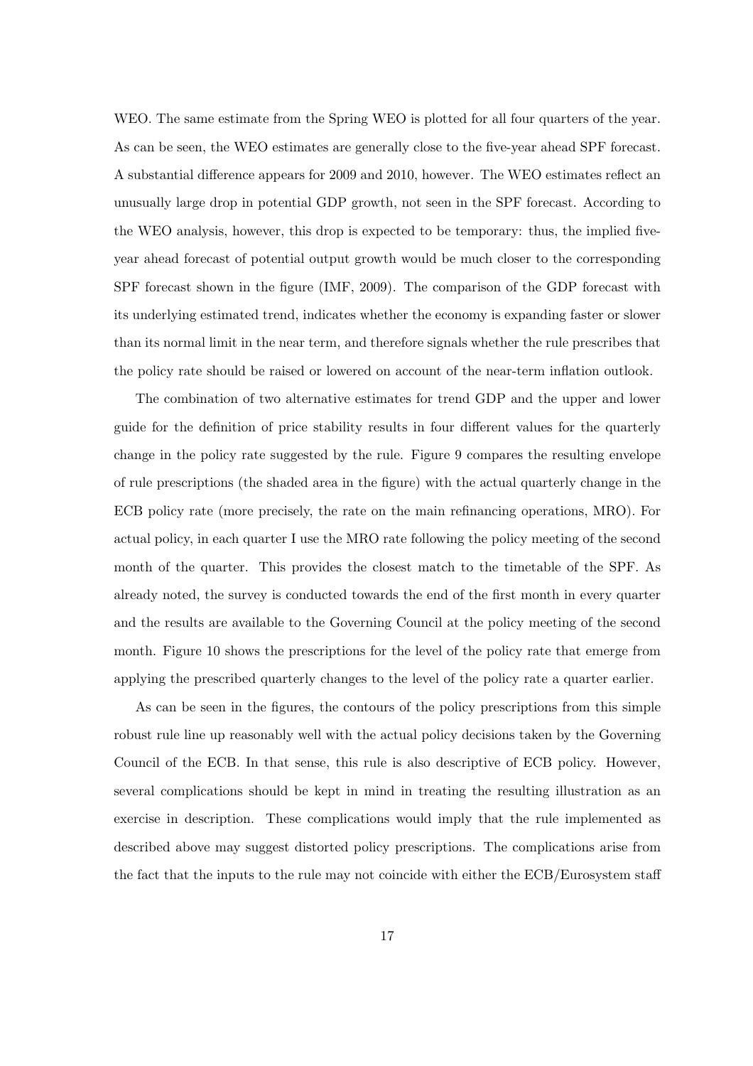WEO. The same estimate from the Spring WEO is plotted for all four quarters of the year. As can be seen, the WEO estimates are generally close to the five-year ahead SPF forecast. A substantial difference appears for 2009 and 2010, however. The WEO estimates reflect an unusually large drop in potential GDP growth, not seen in the SPF forecast. According to the WEO analysis, however, this drop is expected to be temporary: thus, the implied five-year ahead forecast of potential output growth would be much closer to the corresponding SPF forecast shown in the figure (IMF, 2009). The comparison of the GDP forecast with its underlying estimated trend, indicates whether the economy is expanding faster or slower than its normal limit in the near term, and therefore signals whether the rule prescribes that the policy rate should be raised or lowered on account of the near-term inflation outlook.

The combination of two alternative estimates for trend GDP and the upper and lower guide for the definition of price stability results in four different values for the quarterly change in the policy rate suggested by the rule. Figure 9 compares the resulting envelope of rule prescriptions (the shaded area in the figure) with the actual quarterly change in the ECB policy rate (more precisely, the rate on the main refinancing operations, MRO). For actual policy, in each quarter I use the MRO rate following the policy meeting of the second month of the quarter. This provides the closest match to the timetable of the SPF. As already noted, the survey is conducted towards the end of the first month in every quarter and the results are available to the Governing Council at the policy meeting of the second month. Figure 10 shows the prescriptions for the level of the policy rate that emerge from applying the prescribed quarterly changes to the level of the policy rate a quarter earlier.

As can be seen in the figures, the contours of the policy prescriptions from this simple robust rule line up reasonably well with the actual policy decisions taken by the Governing Council of the ECB. In that sense, this rule is also descriptive of ECB policy. However, several complications should be kept in mind in treating the resulting illustration as an exercise in description. These complications would imply that the rule implemented as described above may suggest distorted policy prescriptions. The complications arise from the fact that the inputs to the rule may not coincide with either the ECB/Eurosystem staff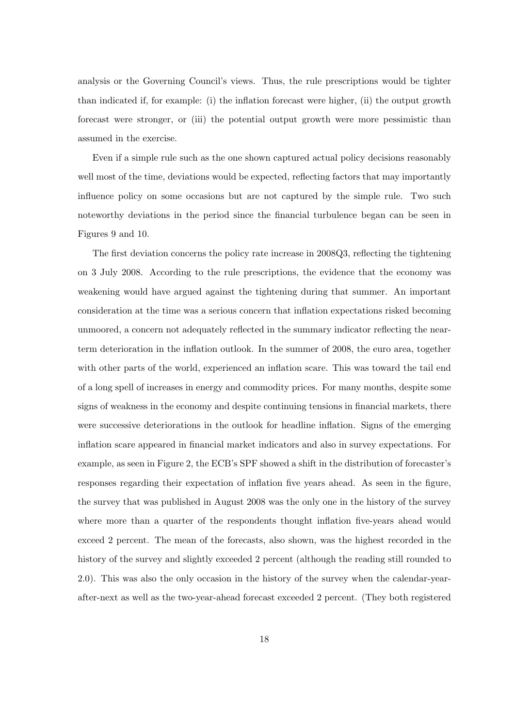analysis or the Governing Council's views. Thus, the rule prescriptions would be tighter than indicated if, for example: (i) the inflation forecast were higher, (ii) the output growth forecast were stronger, or (iii) the potential output growth were more pessimistic than assumed in the exercise.

Even if a simple rule such as the one shown captured actual policy decisions reasonably well most of the time, deviations would be expected, reflecting factors that may importantly influence policy on some occasions but are not captured by the simple rule. Two such noteworthy deviations in the period since the financial turbulence began can be seen in Figures 9 and 10.

The first deviation concerns the policy rate increase in 2008Q3, reflecting the tightening on 3 July 2008. According to the rule prescriptions, the evidence that the economy was weakening would have argued against the tightening during that summer. An important consideration at the time was a serious concern that inflation expectations risked becoming unmoored, a concern not adequately reflected in the summary indicator reflecting the near-term deterioration in the inflation outlook. In the summer of 2008, the euro area, together with other parts of the world, experienced an inflation scare. This was toward the tail end of a long spell of increases in energy and commodity prices. For many months, despite some signs of weakness in the economy and despite continuing tensions in financial markets, there were successive deteriorations in the outlook for headline inflation. Signs of the emerging inflation scare appeared in financial market indicators and also in survey expectations. For example, as seen in Figure 2, the ECB's SPF showed a shift in the distribution of forecaster's responses regarding their expectation of inflation five years ahead. As seen in the figure, the survey that was published in August 2008 was the only one in the history of the survey where more than a quarter of the respondents thought inflation five-years ahead would exceed 2 percent. The mean of the forecasts, also shown, was the highest recorded in the history of the survey and slightly exceeded 2 percent (although the reading still rounded to 2.0). This was also the only occasion in the history of the survey when the calendar-year-after-next as well as the two-year-ahead forecast exceeded 2 percent. (They both registered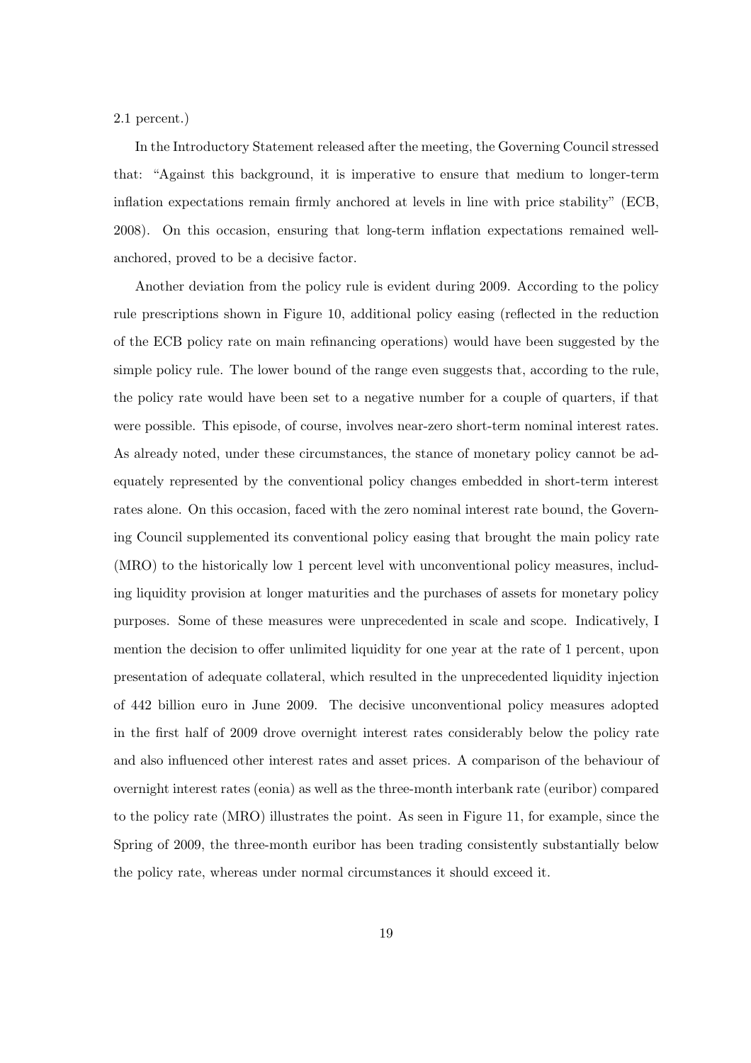2.1 percent.)

In the Introductory Statement released after the meeting, the Governing Council stressed that: "Against this background, it is imperative to ensure that medium to longer-term inflation expectations remain firmly anchored at levels in line with price stability" (ECB, 2008). On this occasion, ensuring that long-term inflation expectations remained well-anchored, proved to be a decisive factor.

Another deviation from the policy rule is evident during 2009. According to the policy rule prescriptions shown in Figure 10, additional policy easing (reflected in the reduction of the ECB policy rate on main refinancing operations) would have been suggested by the simple policy rule. The lower bound of the range even suggests that, according to the rule, the policy rate would have been set to a negative number for a couple of quarters, if that were possible. This episode, of course, involves near-zero short-term nominal interest rates. As already noted, under these circumstances, the stance of monetary policy cannot be adequately represented by the conventional policy changes embedded in short-term interest rates alone. On this occasion, faced with the zero nominal interest rate bound, the Governing Council supplemented its conventional policy easing that brought the main policy rate (MRO) to the historically low 1 percent level with unconventional policy measures, including liquidity provision at longer maturities and the purchases of assets for monetary policy purposes. Some of these measures were unprecedented in scale and scope. Indicatively, I mention the decision to offer unlimited liquidity for one year at the rate of 1 percent, upon presentation of adequate collateral, which resulted in the unprecedented liquidity injection of 442 billion euro in June 2009. The decisive unconventional policy measures adopted in the first half of 2009 drove overnight interest rates considerably below the policy rate and also influenced other interest rates and asset prices. A comparison of the behaviour of overnight interest rates (eonia) as well as the three-month interbank rate (euribor) compared to the policy rate (MRO) illustrates the point. As seen in Figure 11, for example, since the Spring of 2009, the three-month euribor has been trading consistently substantially below the policy rate, whereas under normal circumstances it should exceed it.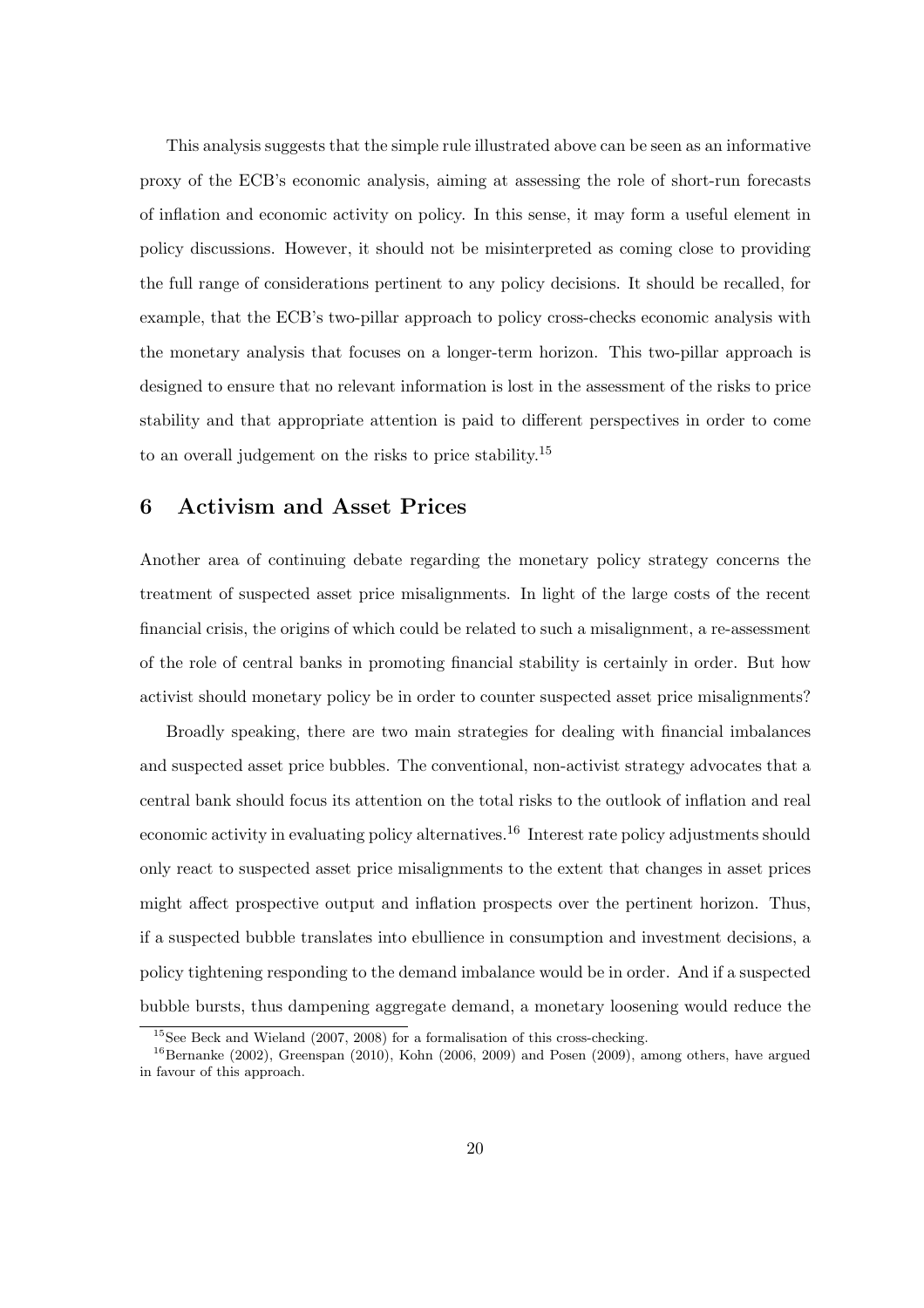This analysis suggests that the simple rule illustrated above can be seen as an informative proxy of the ECB's economic analysis, aiming at assessing the role of short-run forecasts of inflation and economic activity on policy. In this sense, it may form a useful element in policy discussions. However, it should not be misinterpreted as coming close to providing the full range of considerations pertinent to any policy decisions. It should be recalled, for example, that the ECB's two-pillar approach to policy cross-checks economic analysis with the monetary analysis that focuses on a longer-term horizon. This two-pillar approach is designed to ensure that no relevant information is lost in the assessment of the risks to price stability and that appropriate attention is paid to different perspectives in order to come to an overall judgement on the risks to price stability.[15]

## 6 Activism and Asset Prices

Another area of continuing debate regarding the monetary policy strategy concerns the treatment of suspected asset price misalignments. In light of the large costs of the recent financial crisis, the origins of which could be related to such a misalignment, a re-assessment of the role of central banks in promoting financial stability is certainly in order. But how activist should monetary policy be in order to counter suspected asset price misalignments?

Broadly speaking, there are two main strategies for dealing with financial imbalances and suspected asset price bubbles. The conventional, non-activist strategy advocates that a central bank should focus its attention on the total risks to the outlook of inflation and real economic activity in evaluating policy alternatives.[16] Interest rate policy adjustments should only react to suspected asset price misalignments to the extent that changes in asset prices might affect prospective output and inflation prospects over the pertinent horizon. Thus, if a suspected bubble translates into ebullience in consumption and investment decisions, a policy tightening responding to the demand imbalance would be in order. And if a suspected bubble bursts, thus dampening aggregate demand, a monetary loosening would reduce the

[15] See Beck and Wieland (2007, 2008) for a formalisation of this cross-checking.

[16] Bernanke (2002), Greenspan (2010), Kohn (2006, 2009) and Posen (2009), among others, have argued in favour of this approach.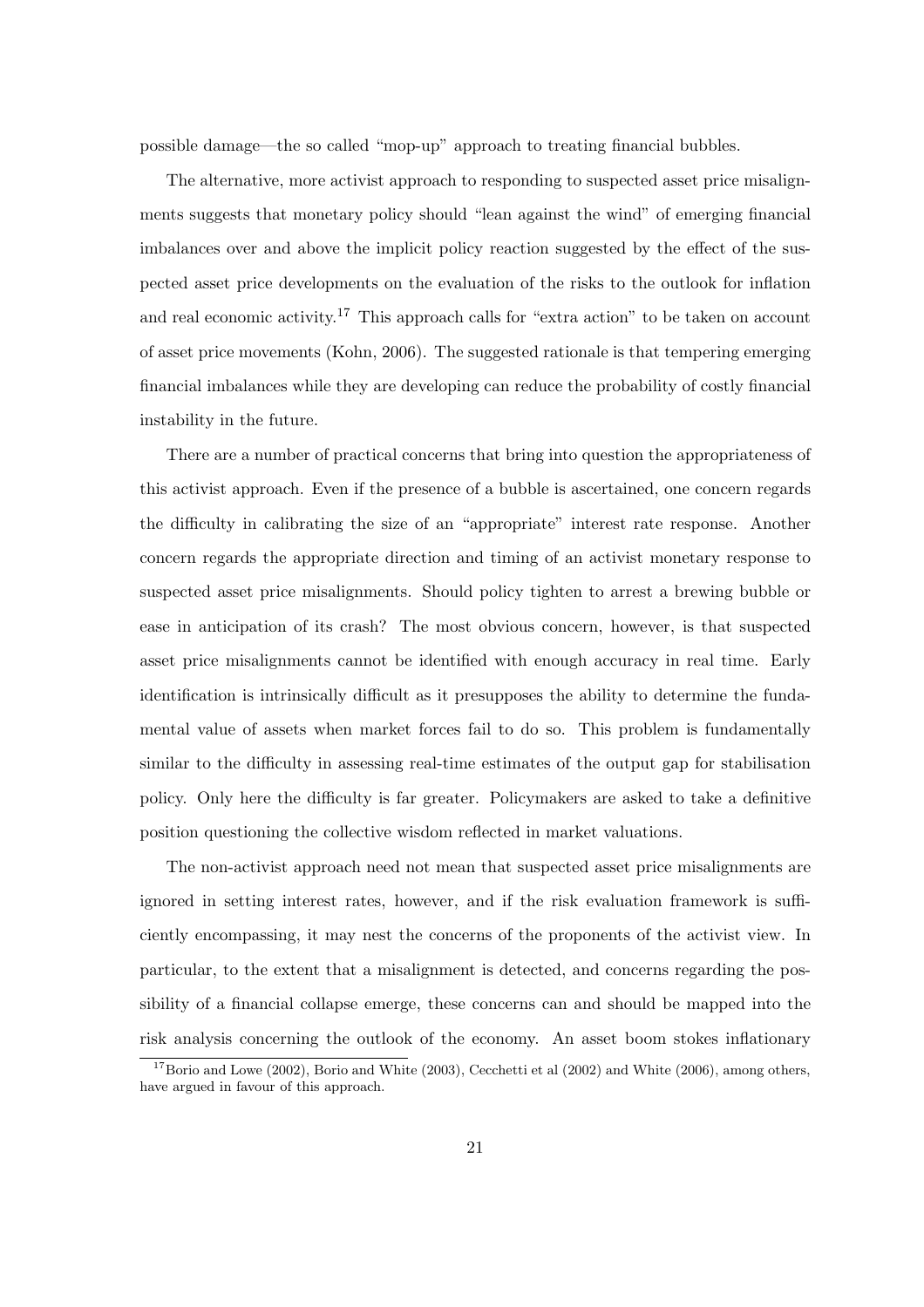possible damage—the so called "mop-up" approach to treating financial bubbles.

The alternative, more activist approach to responding to suspected asset price misalignments suggests that monetary policy should "lean against the wind" of emerging financial imbalances over and above the implicit policy reaction suggested by the effect of the suspected asset price developments on the evaluation of the risks to the outlook for inflation and real economic activity.[17] This approach calls for "extra action" to be taken on account of asset price movements (Kohn, 2006). The suggested rationale is that tempering emerging financial imbalances while they are developing can reduce the probability of costly financial instability in the future.

There are a number of practical concerns that bring into question the appropriateness of this activist approach. Even if the presence of a bubble is ascertained, one concern regards the difficulty in calibrating the size of an "appropriate" interest rate response. Another concern regards the appropriate direction and timing of an activist monetary response to suspected asset price misalignments. Should policy tighten to arrest a brewing bubble or ease in anticipation of its crash? The most obvious concern, however, is that suspected asset price misalignments cannot be identified with enough accuracy in real time. Early identification is intrinsically difficult as it presupposes the ability to determine the fundamental value of assets when market forces fail to do so. This problem is fundamentally similar to the difficulty in assessing real-time estimates of the output gap for stabilisation policy. Only here the difficulty is far greater. Policymakers are asked to take a definitive position questioning the collective wisdom reflected in market valuations.

The non-activist approach need not mean that suspected asset price misalignments are ignored in setting interest rates, however, and if the risk evaluation framework is sufficiently encompassing, it may nest the concerns of the proponents of the activist view. In particular, to the extent that a misalignment is detected, and concerns regarding the possibility of a financial collapse emerge, these concerns can and should be mapped into the risk analysis concerning the outlook of the economy. An asset boom stokes inflationary

[17] Borio and Lowe (2002), Borio and White (2003), Cecchetti et al (2002) and White (2006), among others, have argued in favour of this approach.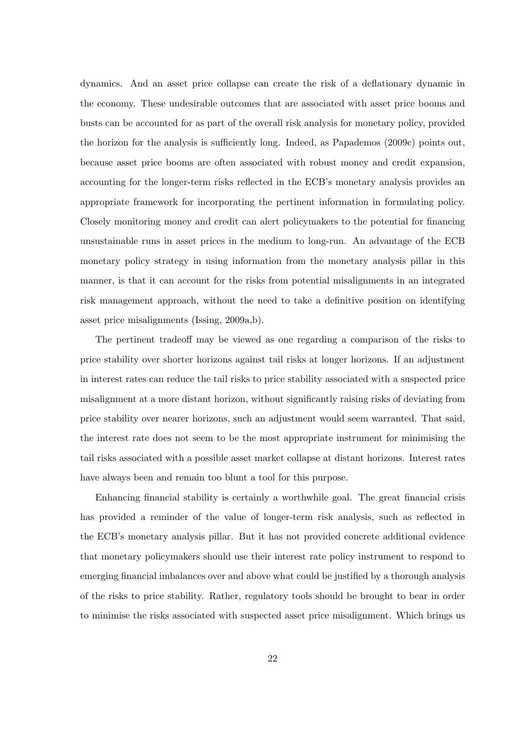dynamics. And an asset price collapse can create the risk of a deflationary dynamic in the economy. These undesirable outcomes that are associated with asset price booms and busts can be accounted for as part of the overall risk analysis for monetary policy, provided the horizon for the analysis is sufficiently long. Indeed, as Papademos (2009c) points out, because asset price booms are often associated with robust money and credit expansion, accounting for the longer-term risks reflected in the ECB's monetary analysis provides an appropriate framework for incorporating the pertinent information in formulating policy. Closely monitoring money and credit can alert policymakers to the potential for financing unsustainable runs in asset prices in the medium to long-run. An advantage of the ECB monetary policy strategy in using information from the monetary analysis pillar in this manner, is that it can account for the risks from potential misalignments in an integrated risk management approach, without the need to take a definitive position on identifying asset price misalignments (Issing, 2009a,b).

The pertinent tradeoff may be viewed as one regarding a comparison of the risks to price stability over shorter horizons against tail risks at longer horizons. If an adjustment in interest rates can reduce the tail risks to price stability associated with a suspected price misalignment at a more distant horizon, without significantly raising risks of deviating from price stability over nearer horizons, such an adjustment would seem warranted. That said, the interest rate does not seem to be the most appropriate instrument for minimising the tail risks associated with a possible asset market collapse at distant horizons. Interest rates have always been and remain too blunt a tool for this purpose.

Enhancing financial stability is certainly a worthwhile goal. The great financial crisis has provided a reminder of the value of longer-term risk analysis, such as reflected in the ECB's monetary analysis pillar. But it has not provided concrete additional evidence that monetary policymakers should use their interest rate policy instrument to respond to emerging financial imbalances over and above what could be justified by a thorough analysis of the risks to price stability. Rather, regulatory tools should be brought to bear in order to minimise the risks associated with suspected asset price misalignment. Which brings us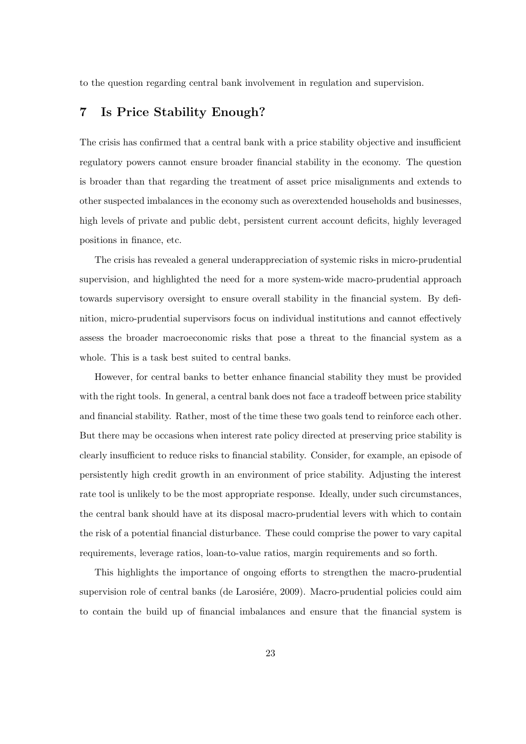to the question regarding central bank involvement in regulation and supervision.

## 7 Is Price Stability Enough?

The crisis has confirmed that a central bank with a price stability objective and insufficient regulatory powers cannot ensure broader financial stability in the economy. The question is broader than that regarding the treatment of asset price misalignments and extends to other suspected imbalances in the economy such as overextended households and businesses, high levels of private and public debt, persistent current account deficits, highly leveraged positions in finance, etc.

The crisis has revealed a general underappreciation of systemic risks in micro-prudential supervision, and highlighted the need for a more system-wide macro-prudential approach towards supervisory oversight to ensure overall stability in the financial system. By definition, micro-prudential supervisors focus on individual institutions and cannot effectively assess the broader macroeconomic risks that pose a threat to the financial system as a whole. This is a task best suited to central banks.

However, for central banks to better enhance financial stability they must be provided with the right tools. In general, a central bank does not face a tradeoff between price stability and financial stability. Rather, most of the time these two goals tend to reinforce each other. But there may be occasions when interest rate policy directed at preserving price stability is clearly insufficient to reduce risks to financial stability. Consider, for example, an episode of persistently high credit growth in an environment of price stability. Adjusting the interest rate tool is unlikely to be the most appropriate response. Ideally, under such circumstances, the central bank should have at its disposal macro-prudential levers with which to contain the risk of a potential financial disturbance. These could comprise the power to vary capital requirements, leverage ratios, loan-to-value ratios, margin requirements and so forth.

This highlights the importance of ongoing efforts to strengthen the macro-prudential supervision role of central banks (de Larosiére, 2009). Macro-prudential policies could aim to contain the build up of financial imbalances and ensure that the financial system is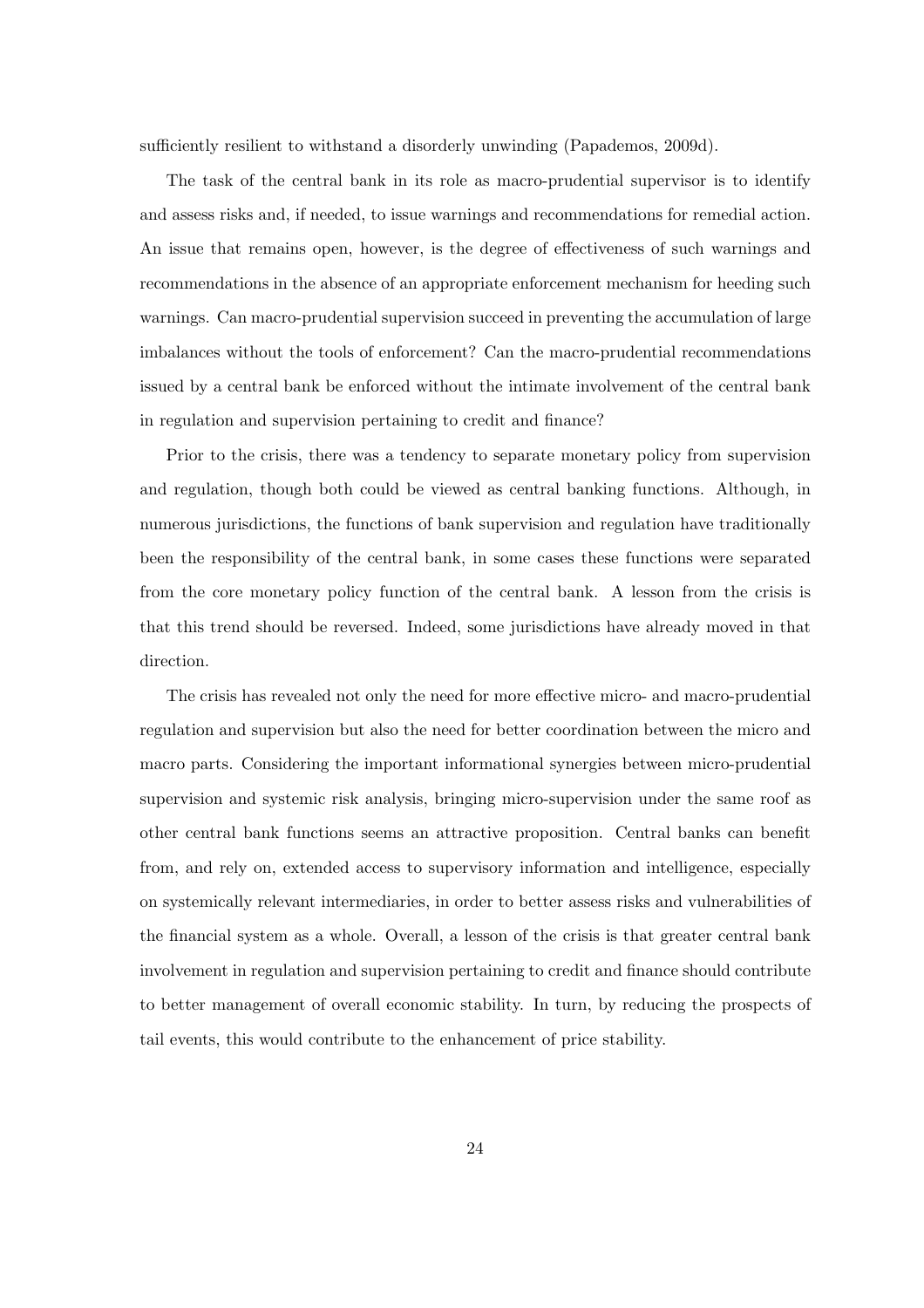sufficiently resilient to withstand a disorderly unwinding (Papademos, 2009d).

The task of the central bank in its role as macro-prudential supervisor is to identify and assess risks and, if needed, to issue warnings and recommendations for remedial action. An issue that remains open, however, is the degree of effectiveness of such warnings and recommendations in the absence of an appropriate enforcement mechanism for heeding such warnings. Can macro-prudential supervision succeed in preventing the accumulation of large imbalances without the tools of enforcement? Can the macro-prudential recommendations issued by a central bank be enforced without the intimate involvement of the central bank in regulation and supervision pertaining to credit and finance?

Prior to the crisis, there was a tendency to separate monetary policy from supervision and regulation, though both could be viewed as central banking functions. Although, in numerous jurisdictions, the functions of bank supervision and regulation have traditionally been the responsibility of the central bank, in some cases these functions were separated from the core monetary policy function of the central bank. A lesson from the crisis is that this trend should be reversed. Indeed, some jurisdictions have already moved in that direction.

The crisis has revealed not only the need for more effective micro- and macro-prudential regulation and supervision but also the need for better coordination between the micro and macro parts. Considering the important informational synergies between micro-prudential supervision and systemic risk analysis, bringing micro-supervision under the same roof as other central bank functions seems an attractive proposition. Central banks can benefit from, and rely on, extended access to supervisory information and intelligence, especially on systemically relevant intermediaries, in order to better assess risks and vulnerabilities of the financial system as a whole. Overall, a lesson of the crisis is that greater central bank involvement in regulation and supervision pertaining to credit and finance should contribute to better management of overall economic stability. In turn, by reducing the prospects of tail events, this would contribute to the enhancement of price stability.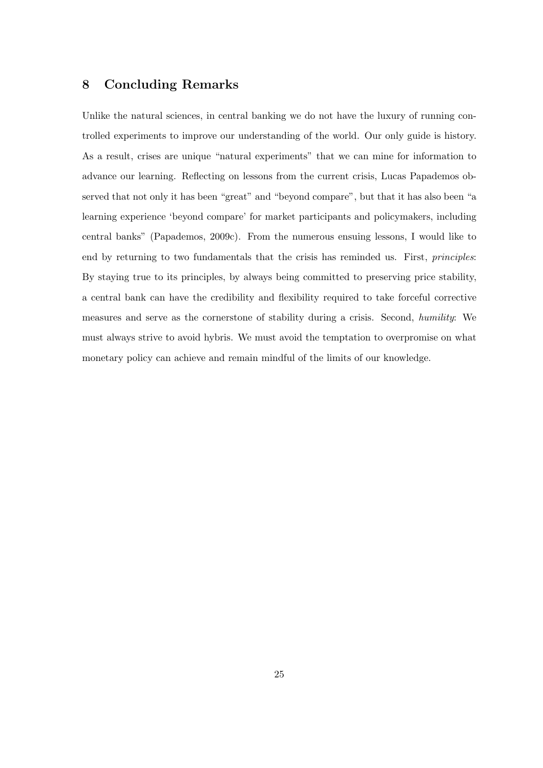## 8 Concluding Remarks

Unlike the natural sciences, in central banking we do not have the luxury of running controlled experiments to improve our understanding of the world. Our only guide is history. As a result, crises are unique "natural experiments" that we can mine for information to advance our learning. Reflecting on lessons from the current crisis, Lucas Papademos observed that not only it has been "great" and "beyond compare", but that it has also been "a learning experience 'beyond compare' for market participants and policymakers, including central banks" (Papademos, 2009c). From the numerous ensuing lessons, I would like to end by returning to two fundamentals that the crisis has reminded us. First, *principles*: By staying true to its principles, by always being committed to preserving price stability, a central bank can have the credibility and flexibility required to take forceful corrective measures and serve as the cornerstone of stability during a crisis. Second, *humility*: We must always strive to avoid hybris. We must avoid the temptation to overpromise on what monetary policy can achieve and remain mindful of the limits of our knowledge.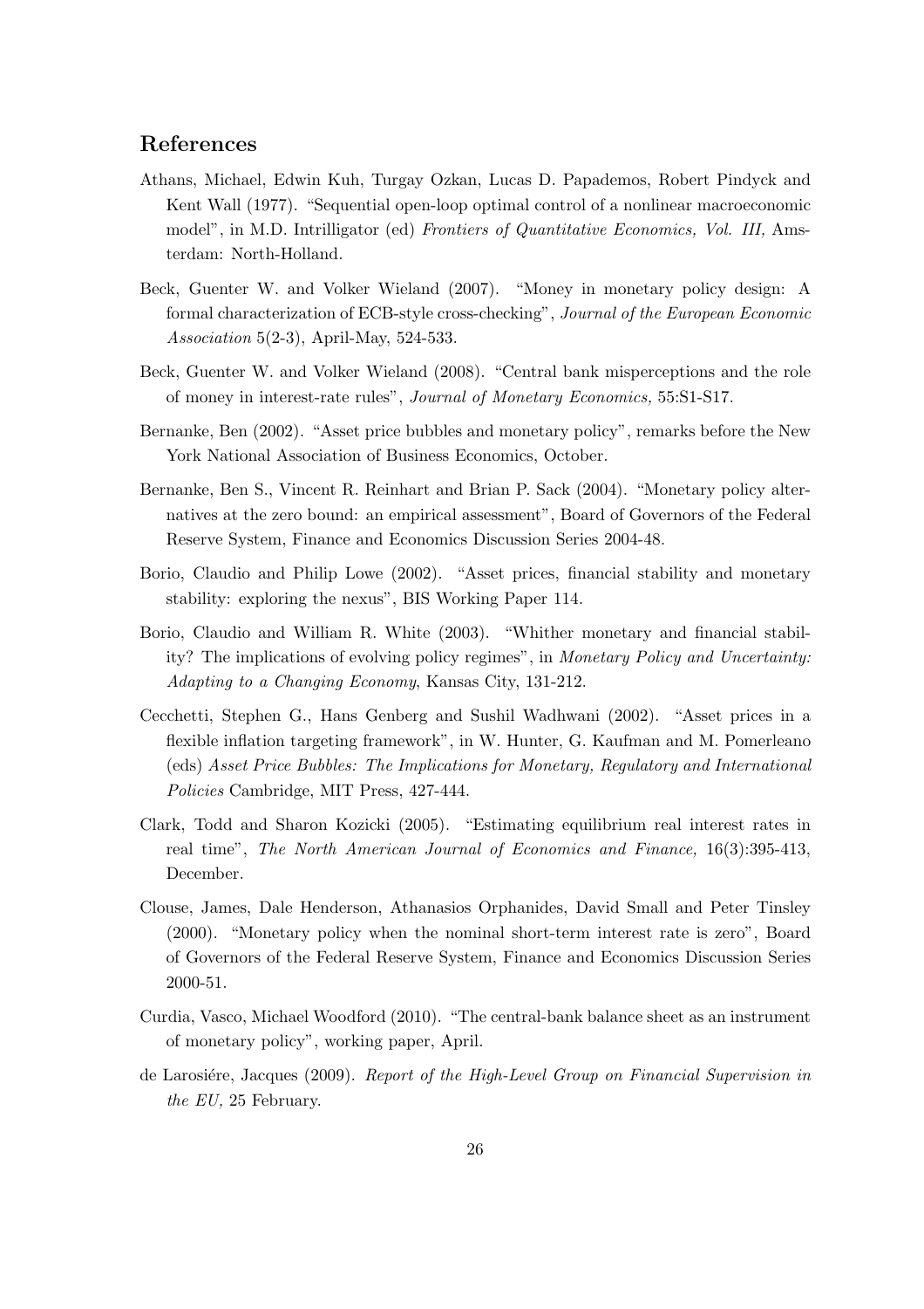## References

Athans, Michael, Edwin Kuh, Turgay Ozkan, Lucas D. Papademos, Robert Pindyck and Kent Wall (1977). "Sequential open-loop optimal control of a nonlinear macroeconomic model", in M.D. Intrilligator (ed) *Frontiers of Quantitative Economics, Vol. III,* Amsterdam: North-Holland.

Beck, Guenter W. and Volker Wieland (2007). "Money in monetary policy design: A formal characterization of ECB-style cross-checking", *Journal of the European Economic Association* 5(2-3), April-May, 524-533.

Beck, Guenter W. and Volker Wieland (2008). "Central bank misperceptions and the role of money in interest-rate rules", *Journal of Monetary Economics,* 55:S1-S17.

Bernanke, Ben (2002). "Asset price bubbles and monetary policy", remarks before the New York National Association of Business Economics, October.

Bernanke, Ben S., Vincent R. Reinhart and Brian P. Sack (2004). "Monetary policy alternatives at the zero bound: an empirical assessment", Board of Governors of the Federal Reserve System, Finance and Economics Discussion Series 2004-48.

Borio, Claudio and Philip Lowe (2002). "Asset prices, financial stability and monetary stability: exploring the nexus", BIS Working Paper 114.

Borio, Claudio and William R. White (2003). "Whither monetary and financial stability? The implications of evolving policy regimes", in *Monetary Policy and Uncertainty: Adapting to a Changing Economy*, Kansas City, 131-212.

Cecchetti, Stephen G., Hans Genberg and Sushil Wadhwani (2002). "Asset prices in a flexible inflation targeting framework", in W. Hunter, G. Kaufman and M. Pomerleano (eds) *Asset Price Bubbles: The Implications for Monetary, Regulatory and International Policies* Cambridge, MIT Press, 427-444.

Clark, Todd and Sharon Kozicki (2005). "Estimating equilibrium real interest rates in real time", *The North American Journal of Economics and Finance,* 16(3):395-413, December.

Clouse, James, Dale Henderson, Athanasios Orphanides, David Small and Peter Tinsley (2000). "Monetary policy when the nominal short-term interest rate is zero", Board of Governors of the Federal Reserve System, Finance and Economics Discussion Series 2000-51.

Curdia, Vasco, Michael Woodford (2010). "The central-bank balance sheet as an instrument of monetary policy", working paper, April.

de Larosiére, Jacques (2009). *Report of the High-Level Group on Financial Supervision in the EU,* 25 February.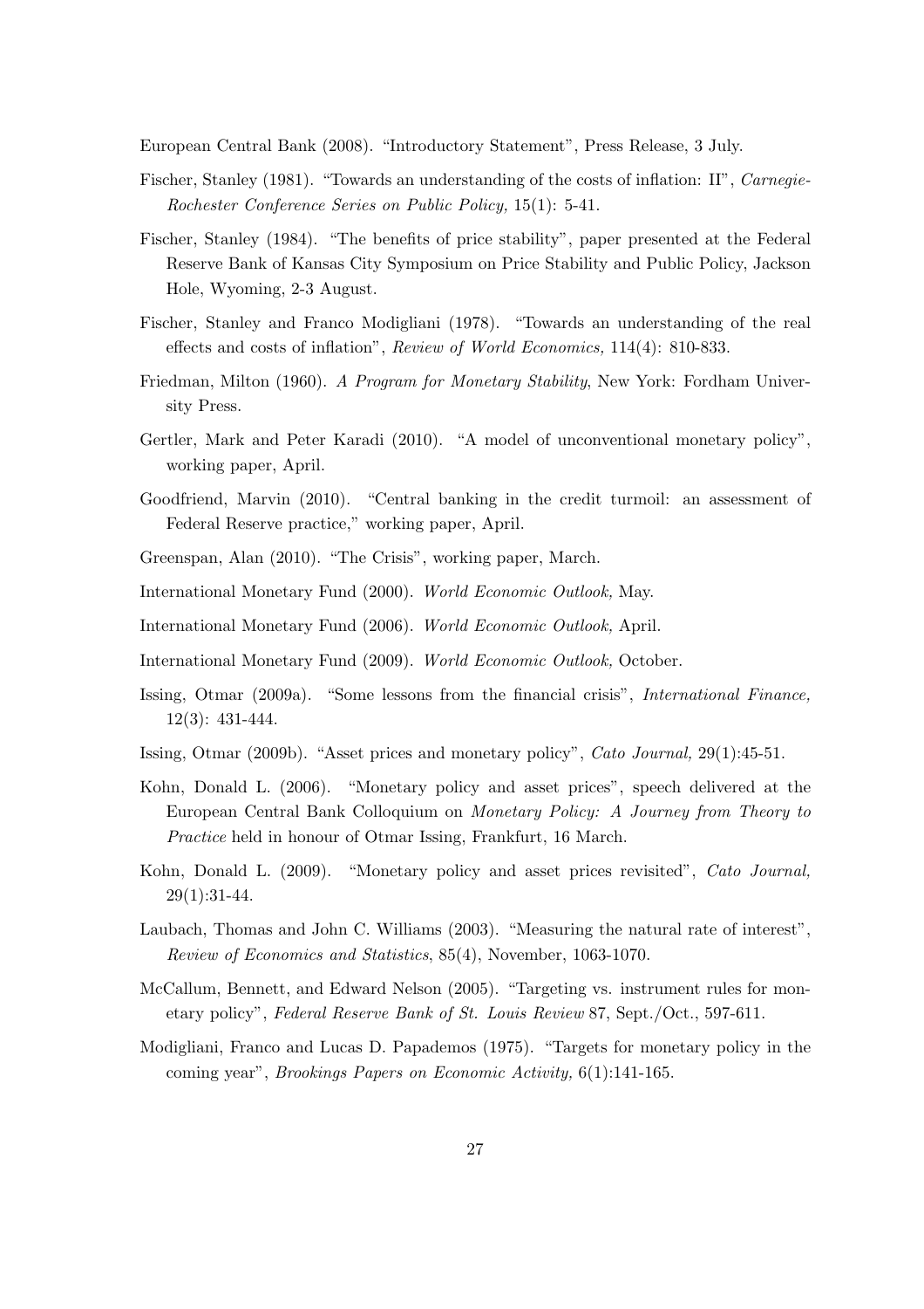European Central Bank (2008). "Introductory Statement", Press Release, 3 July.

Fischer, Stanley (1981). "Towards an understanding of the costs of inflation: II", *Carnegie-Rochester Conference Series on Public Policy,* 15(1): 5-41.

Fischer, Stanley (1984). "The benefits of price stability", paper presented at the Federal Reserve Bank of Kansas City Symposium on Price Stability and Public Policy, Jackson Hole, Wyoming, 2-3 August.

Fischer, Stanley and Franco Modigliani (1978). "Towards an understanding of the real effects and costs of inflation", *Review of World Economics,* 114(4): 810-833.

Friedman, Milton (1960). *A Program for Monetary Stability*, New York: Fordham University Press.

Gertler, Mark and Peter Karadi (2010). "A model of unconventional monetary policy", working paper, April.

Goodfriend, Marvin (2010). "Central banking in the credit turmoil: an assessment of Federal Reserve practice," working paper, April.

Greenspan, Alan (2010). "The Crisis", working paper, March.

International Monetary Fund (2000). *World Economic Outlook,* May.

International Monetary Fund (2006). *World Economic Outlook,* April.

International Monetary Fund (2009). *World Economic Outlook,* October.

Issing, Otmar (2009a). "Some lessons from the financial crisis", *International Finance,* 12(3): 431-444.

Issing, Otmar (2009b). "Asset prices and monetary policy", *Cato Journal,* 29(1):45-51.

Kohn, Donald L. (2006). "Monetary policy and asset prices", speech delivered at the European Central Bank Colloquium on *Monetary Policy: A Journey from Theory to Practice* held in honour of Otmar Issing, Frankfurt, 16 March.

Kohn, Donald L. (2009). "Monetary policy and asset prices revisited", *Cato Journal,* 29(1):31-44.

Laubach, Thomas and John C. Williams (2003). "Measuring the natural rate of interest", *Review of Economics and Statistics*, 85(4), November, 1063-1070.

McCallum, Bennett, and Edward Nelson (2005). "Targeting vs. instrument rules for monetary policy", *Federal Reserve Bank of St. Louis Review* 87, Sept./Oct., 597-611.

Modigliani, Franco and Lucas D. Papademos (1975). "Targets for monetary policy in the coming year", *Brookings Papers on Economic Activity,* 6(1):141-165.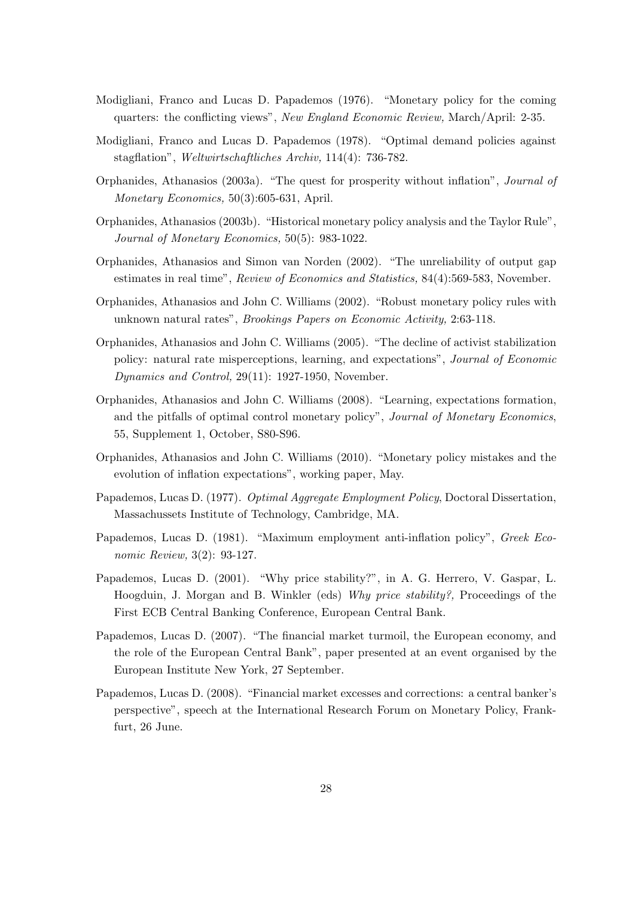Modigliani, Franco and Lucas D. Papademos (1976). "Monetary policy for the coming quarters: the conflicting views", *New England Economic Review,* March/April: 2-35.

Modigliani, Franco and Lucas D. Papademos (1978). "Optimal demand policies against stagflation", *Weltwirtschaftliches Archiv,* 114(4): 736-782.

Orphanides, Athanasios (2003a). "The quest for prosperity without inflation", *Journal of Monetary Economics,* 50(3):605-631, April.

Orphanides, Athanasios (2003b). "Historical monetary policy analysis and the Taylor Rule", *Journal of Monetary Economics,* 50(5): 983-1022.

Orphanides, Athanasios and Simon van Norden (2002). "The unreliability of output gap estimates in real time", *Review of Economics and Statistics,* 84(4):569-583, November.

Orphanides, Athanasios and John C. Williams (2002). "Robust monetary policy rules with unknown natural rates", *Brookings Papers on Economic Activity,* 2:63-118.

Orphanides, Athanasios and John C. Williams (2005). "The decline of activist stabilization policy: natural rate misperceptions, learning, and expectations", *Journal of Economic Dynamics and Control,* 29(11): 1927-1950, November.

Orphanides, Athanasios and John C. Williams (2008). "Learning, expectations formation, and the pitfalls of optimal control monetary policy", *Journal of Monetary Economics*, 55, Supplement 1, October, S80-S96.

Orphanides, Athanasios and John C. Williams (2010). "Monetary policy mistakes and the evolution of inflation expectations", working paper, May.

Papademos, Lucas D. (1977). *Optimal Aggregate Employment Policy,* Doctoral Dissertation, Massachussets Institute of Technology, Cambridge, MA.

Papademos, Lucas D. (1981). "Maximum employment anti-inflation policy", *Greek Economic Review,* 3(2): 93-127.

Papademos, Lucas D. (2001). "Why price stability?", in A. G. Herrero, V. Gaspar, L. Hoogduin, J. Morgan and B. Winkler (eds) *Why price stability?,* Proceedings of the First ECB Central Banking Conference, European Central Bank.

Papademos, Lucas D. (2007). "The financial market turmoil, the European economy, and the role of the European Central Bank", paper presented at an event organised by the European Institute New York, 27 September.

Papademos, Lucas D. (2008). "Financial market excesses and corrections: a central banker's perspective", speech at the International Research Forum on Monetary Policy, Frankfurt, 26 June.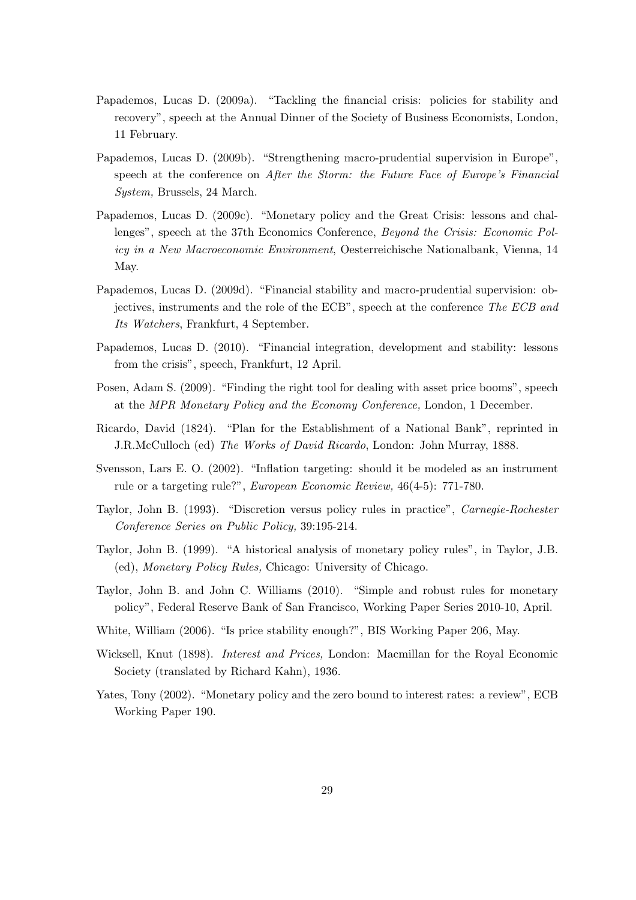Papademos, Lucas D. (2009a). "Tackling the financial crisis: policies for stability and recovery", speech at the Annual Dinner of the Society of Business Economists, London, 11 February.

Papademos, Lucas D. (2009b). "Strengthening macro-prudential supervision in Europe", speech at the conference on *After the Storm: the Future Face of Europe's Financial System,* Brussels, 24 March.

Papademos, Lucas D. (2009c). "Monetary policy and the Great Crisis: lessons and challenges", speech at the 37th Economics Conference, *Beyond the Crisis: Economic Policy in a New Macroeconomic Environment*, Oesterreichische Nationalbank, Vienna, 14 May.

Papademos, Lucas D. (2009d). "Financial stability and macro-prudential supervision: objectives, instruments and the role of the ECB", speech at the conference *The ECB and Its Watchers*, Frankfurt, 4 September.

Papademos, Lucas D. (2010). "Financial integration, development and stability: lessons from the crisis", speech, Frankfurt, 12 April.

Posen, Adam S. (2009). "Finding the right tool for dealing with asset price booms", speech at the *MPR Monetary Policy and the Economy Conference,* London, 1 December.

Ricardo, David (1824). "Plan for the Establishment of a National Bank", reprinted in J.R.McCulloch (ed) *The Works of David Ricardo*, London: John Murray, 1888.

Svensson, Lars E. O. (2002). "Inflation targeting: should it be modeled as an instrument rule or a targeting rule?", *European Economic Review,* 46(4-5): 771-780.

Taylor, John B. (1993). "Discretion versus policy rules in practice", *Carnegie-Rochester Conference Series on Public Policy,* 39:195-214.

Taylor, John B. (1999). "A historical analysis of monetary policy rules", in Taylor, J.B. (ed), *Monetary Policy Rules,* Chicago: University of Chicago.

Taylor, John B. and John C. Williams (2010). "Simple and robust rules for monetary policy", Federal Reserve Bank of San Francisco, Working Paper Series 2010-10, April.

White, William (2006). "Is price stability enough?", BIS Working Paper 206, May.

Wicksell, Knut (1898). *Interest and Prices,* London: Macmillan for the Royal Economic Society (translated by Richard Kahn), 1936.

Yates, Tony (2002). "Monetary policy and the zero bound to interest rates: a review", ECB Working Paper 190.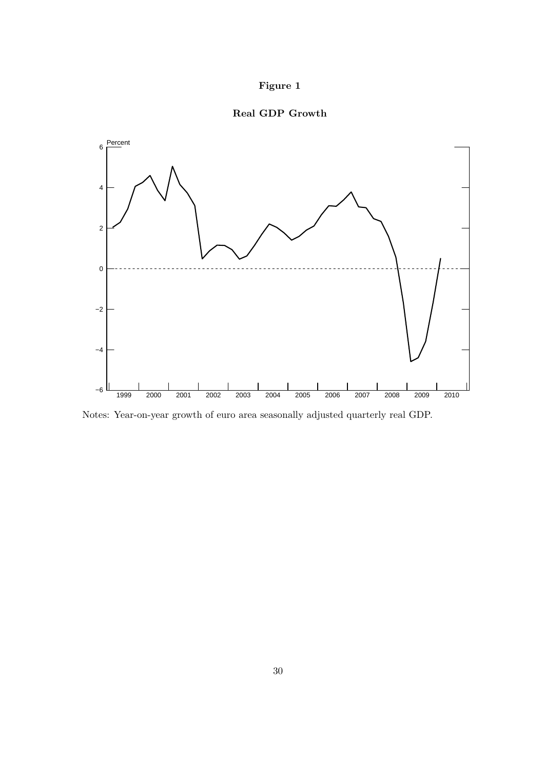**Figure 1**

**Real GDP Growth**

Notes: Year-on-year growth of euro area seasonally adjusted quarterly real GDP.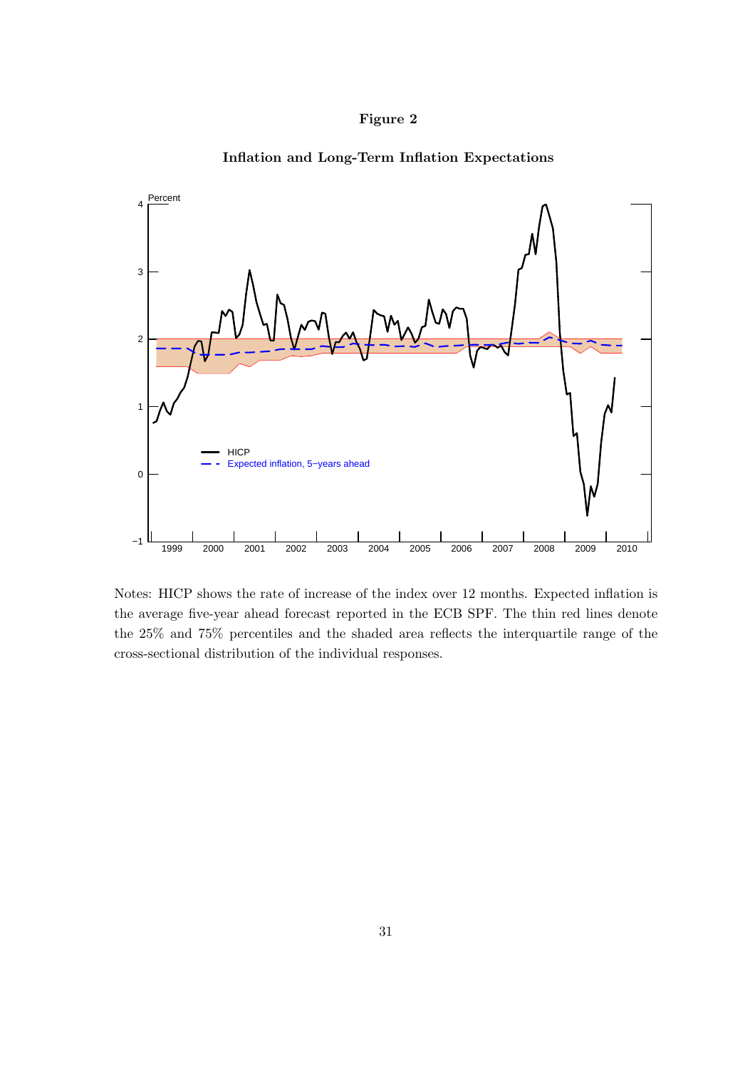**Figure 2**

**Inflation and Long-Term Inflation Expectations**

Notes: HICP shows the rate of increase of the index over 12 months. Expected inflation is the average five-year ahead forecast reported in the ECB SPF. The thin red lines denote the 25% and 75% percentiles and the shaded area reflects the interquartile range of the cross-sectional distribution of the individual responses.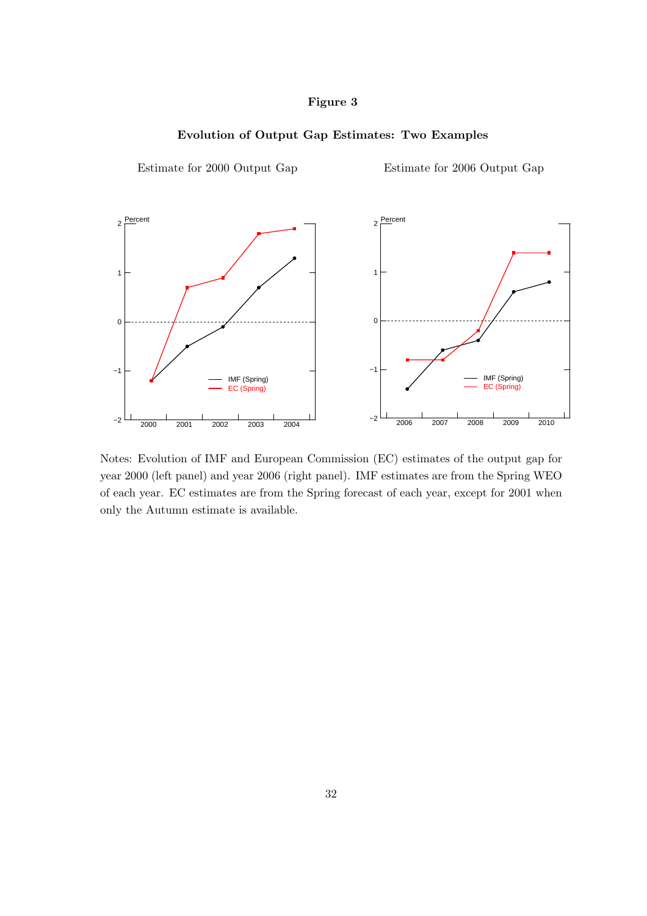**Figure 3**

**Evolution of Output Gap Estimates: Two Examples**

Estimate for 2000 Output Gap

Estimate for 2006 Output Gap

Notes: Evolution of IMF and European Commission (EC) estimates of the output gap for year 2000 (left panel) and year 2006 (right panel). IMF estimates are from the Spring WEO of each year. EC estimates are from the Spring forecast of each year, except for 2001 when only the Autumn estimate is available.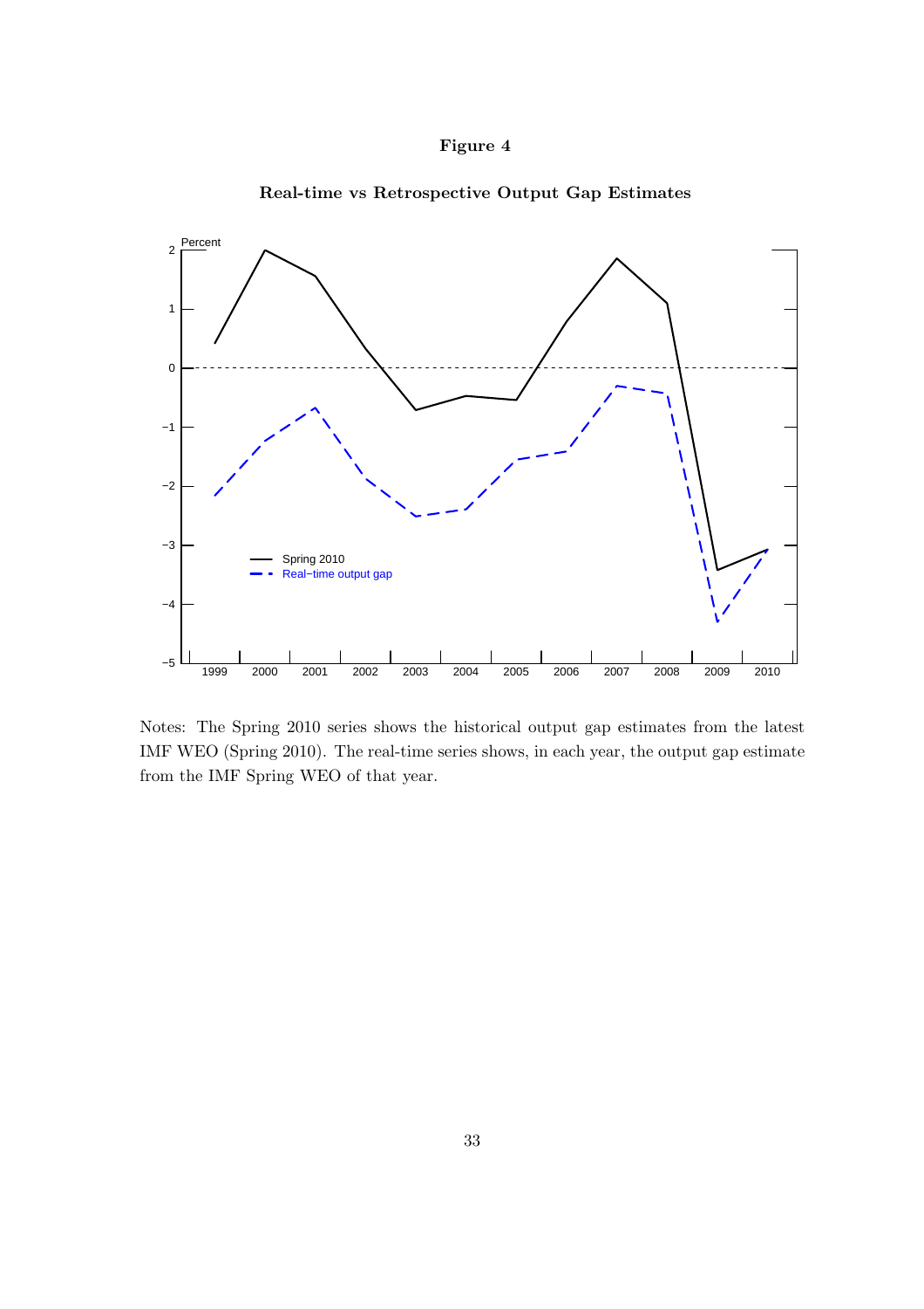**Figure 4**

**Real-time vs Retrospective Output Gap Estimates**

Notes: The Spring 2010 series shows the historical output gap estimates from the latest IMF WEO (Spring 2010). The real-time series shows, in each year, the output gap estimate from the IMF Spring WEO of that year.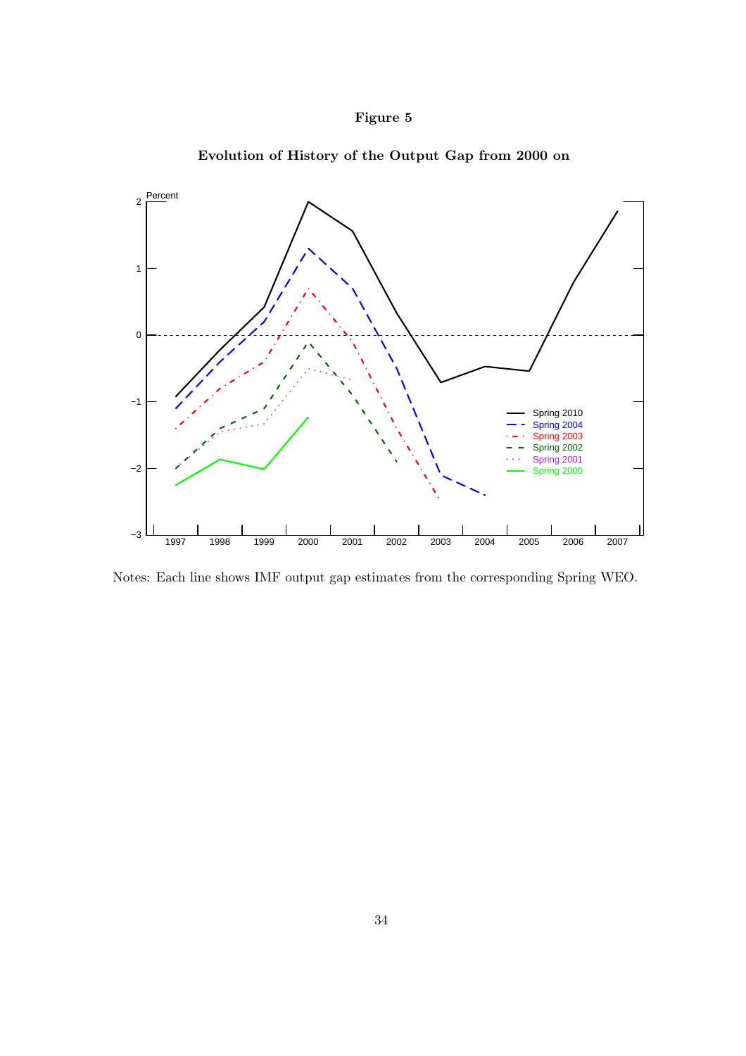**Figure 5**

**Evolution of History of the Output Gap from 2000 on**

Notes: Each line shows IMF output gap estimates from the corresponding Spring WEO.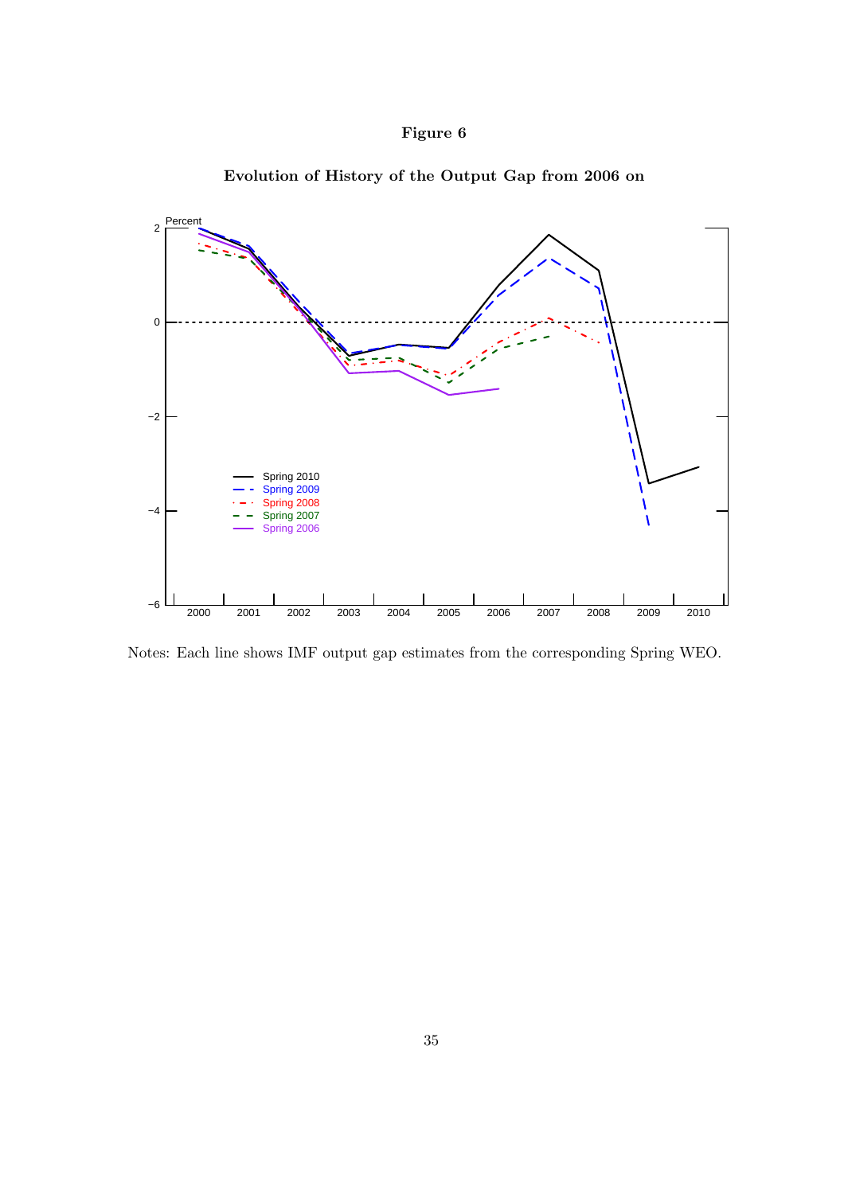**Figure 6**

**Evolution of History of the Output Gap from 2006 on**

Notes: Each line shows IMF output gap estimates from the corresponding Spring WEO.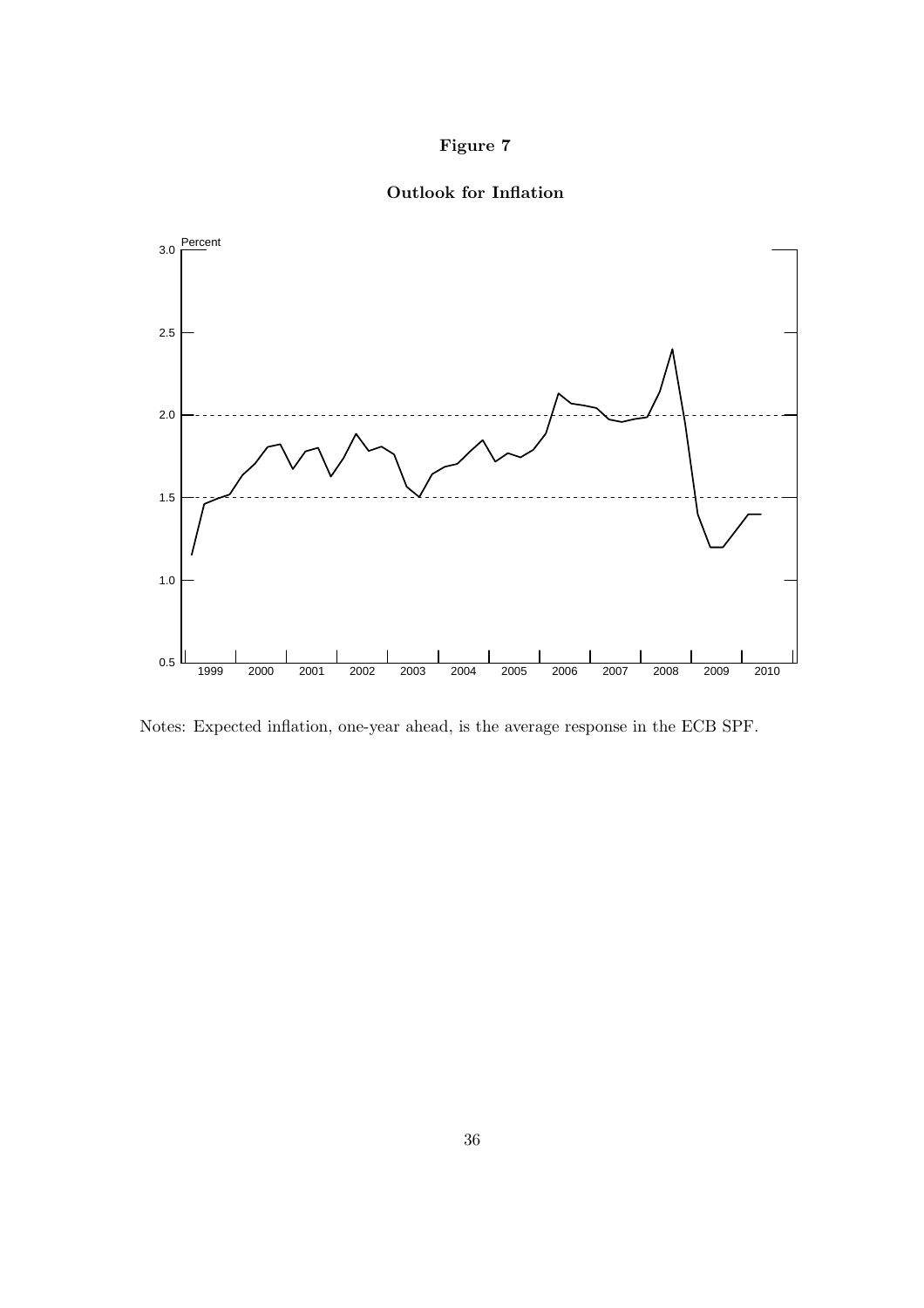**Figure 7**

**Outlook for Inflation**

Notes: Expected inflation, one-year ahead, is the average response in the ECB SPF.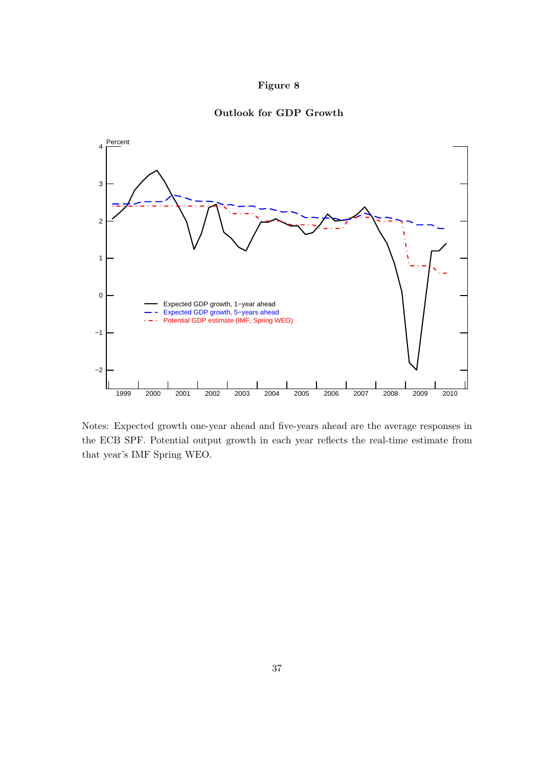**Figure 8**

**Outlook for GDP Growth**

Notes: Expected growth one-year ahead and five-years ahead are the average responses in the ECB SPF. Potential output growth in each year reflects the real-time estimate from that year's IMF Spring WEO.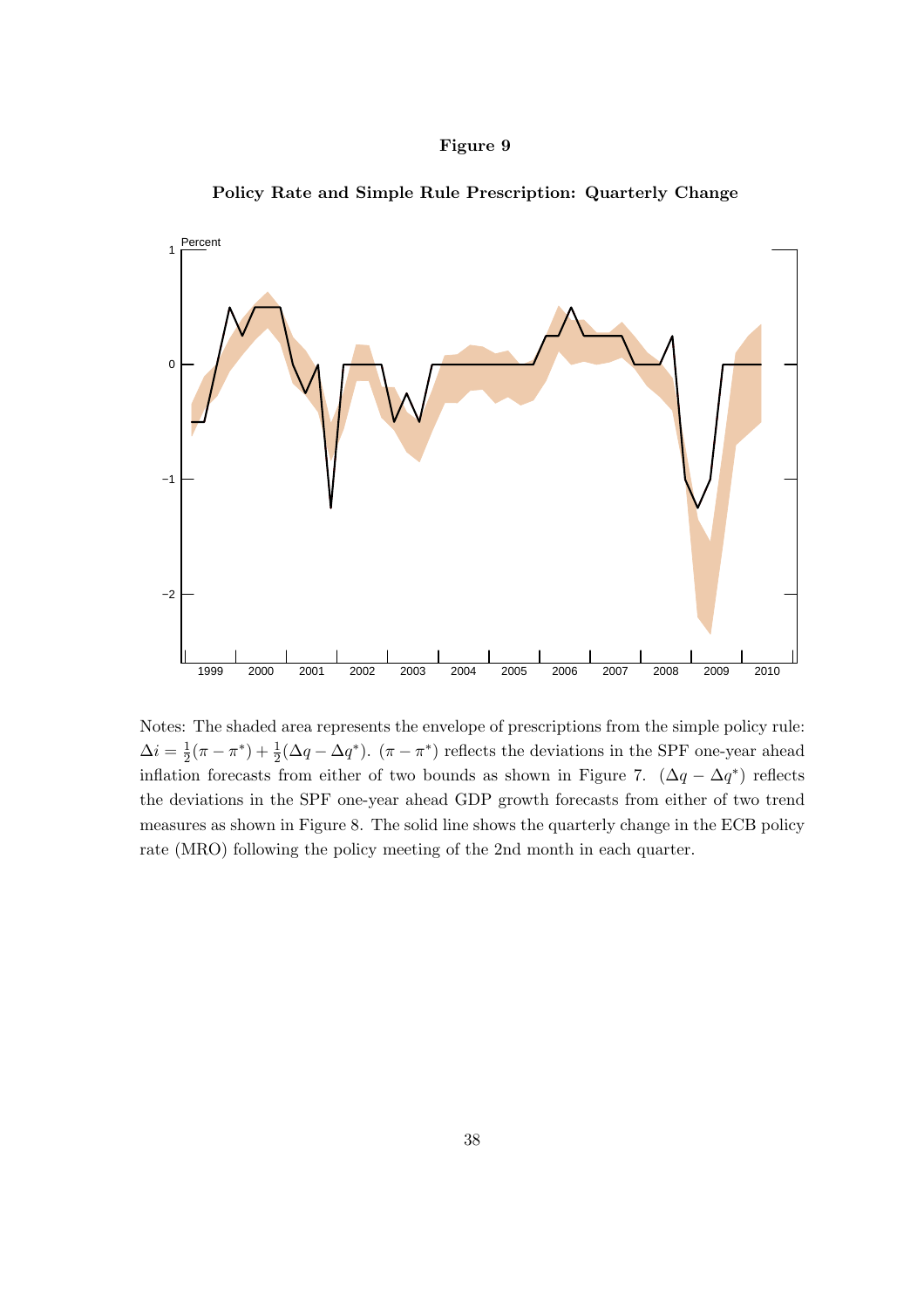**Figure 9**

**Policy Rate and Simple Rule Prescription: Quarterly Change**

Notes: The shaded area represents the envelope of prescriptions from the simple policy rule: $\Delta i = \frac{1}{2}(\pi - \pi^*) + \frac{1}{2}(\Delta q - \Delta q^*)$. $(\pi - \pi^*)$ reflects the deviations in the SPF one-year ahead inflation forecasts from either of two bounds as shown in Figure 7. $(\Delta q - \Delta q^*)$ reflects the deviations in the SPF one-year ahead GDP growth forecasts from either of two trend measures as shown in Figure 8. The solid line shows the quarterly change in the ECB policy rate (MRO) following the policy meeting of the 2nd month in each quarter.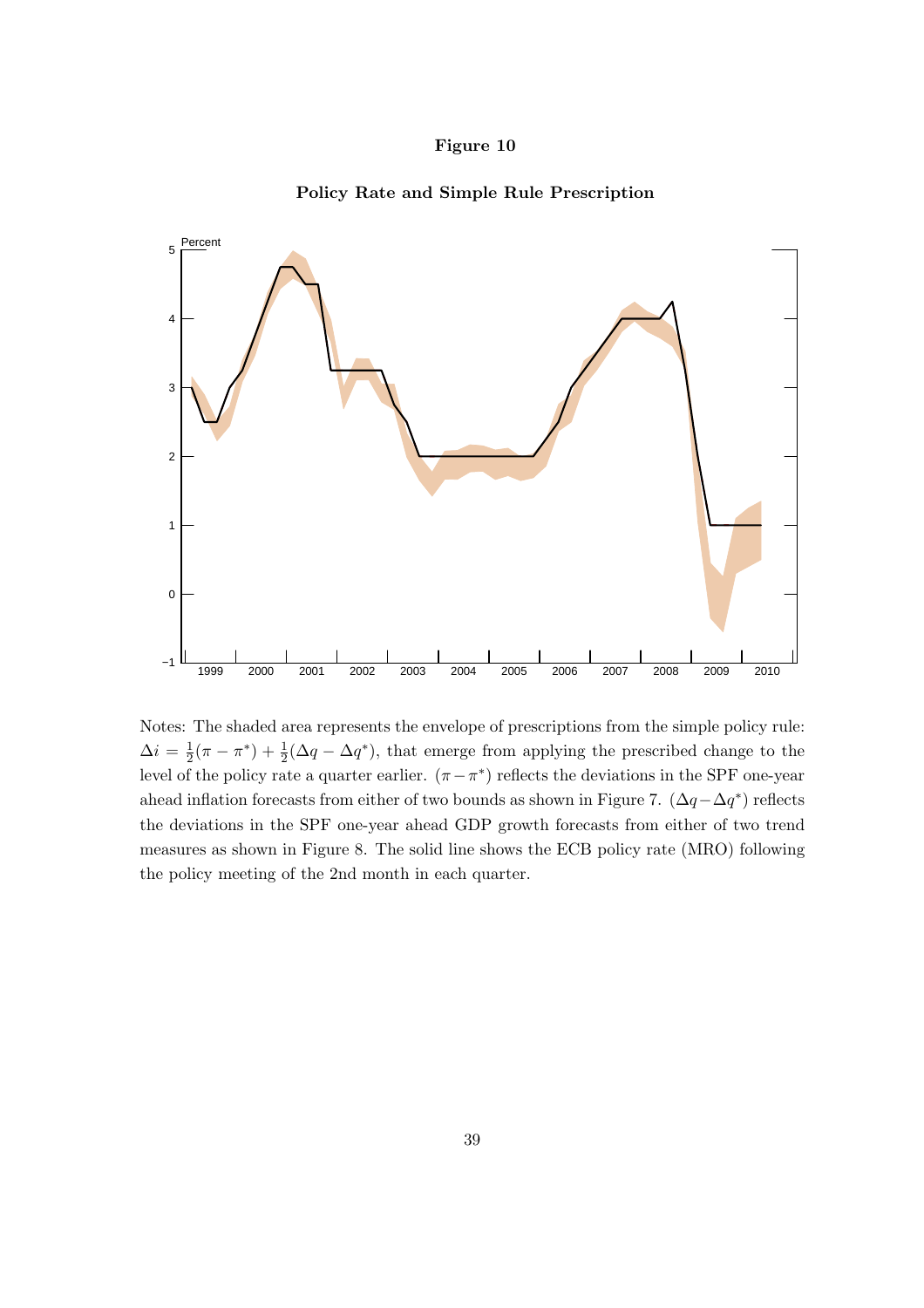**Figure 10**

**Policy Rate and Simple Rule Prescription**

Notes: The shaded area represents the envelope of prescriptions from the simple policy rule: $\Delta i = \frac{1}{2}(\pi - \pi^*) + \frac{1}{2}(\Delta q - \Delta q^*)$, that emerge from applying the prescribed change to the level of the policy rate a quarter earlier. $(\pi - \pi^*)$ reflects the deviations in the SPF one-year ahead inflation forecasts from either of two bounds as shown in Figure 7. $(\Delta q - \Delta q^*)$ reflects the deviations in the SPF one-year ahead GDP growth forecasts from either of two trend measures as shown in Figure 8. The solid line shows the ECB policy rate (MRO) following the policy meeting of the 2nd month in each quarter.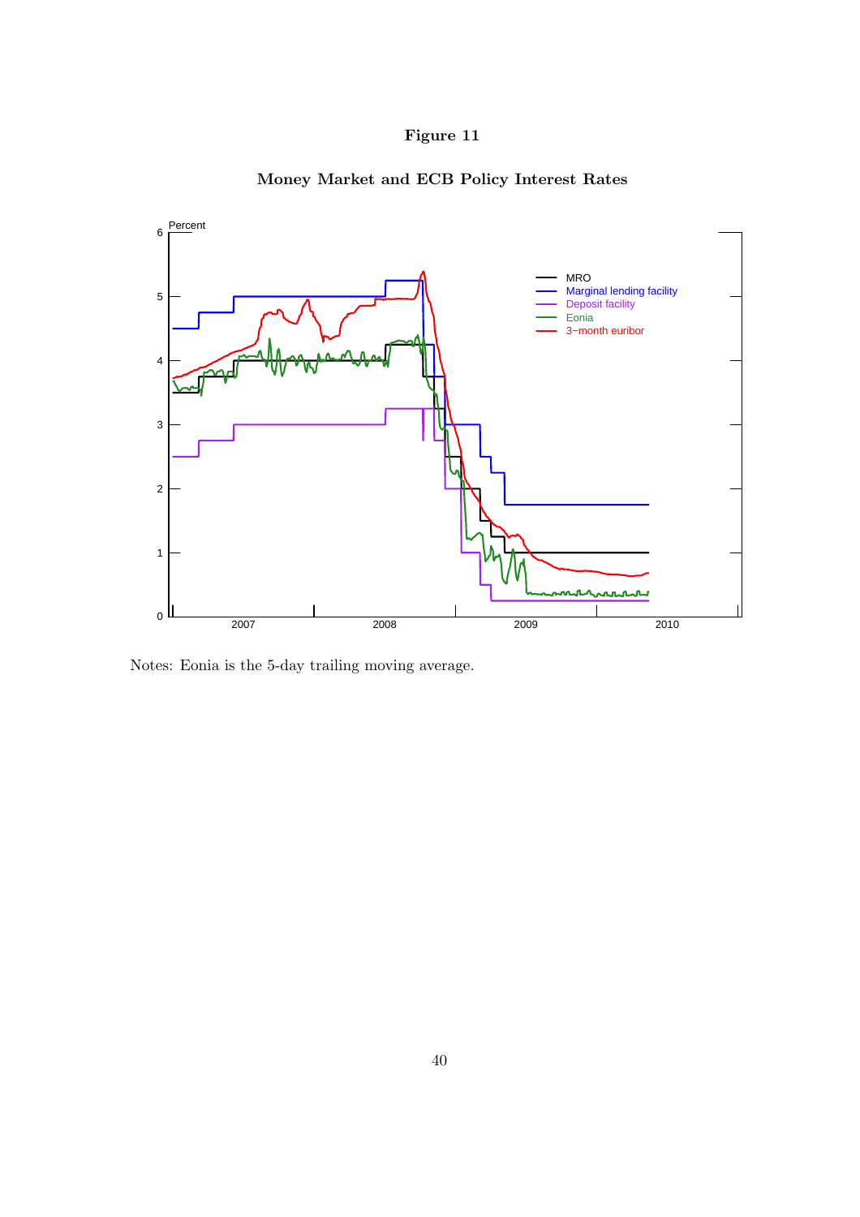**Figure 11**

**Money Market and ECB Policy Interest Rates**

Percent

6
5
4
3
2
1
0

2007
2008
2009
2010

MRO
Marginal lending facility
Deposit facility
Eonia
3−month euribor

Notes: Eonia is the 5-day trailing moving average.